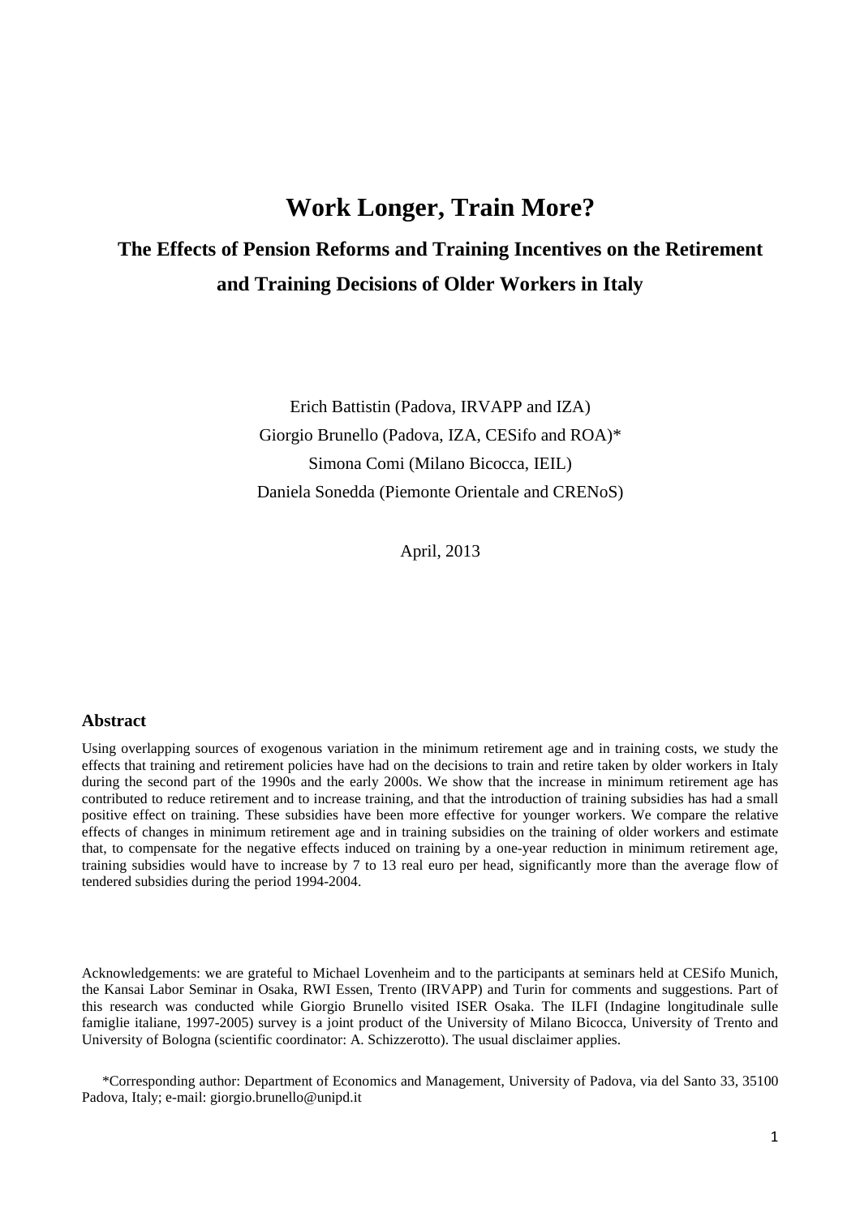# Work Longer, Train More?

## The Effects of Pension Reforms and Training Incentives on the Retirement and Training Decisions of Older Workers in Italy

Erich Battistin (Padova, IRVAPP and IZA)
Giorgio Brunello (Padova, IZA, CESifo and ROA)*
Simona Comi (Milano Bicocca, IEIL)
Daniela Sonedda (Piemonte Orientale and CRENoS)

April, 2013

### Abstract

Using overlapping sources of exogenous variation in the minimum retirement age and in training costs, we study the effects that training and retirement policies have had on the decisions to train and retire taken by older workers in Italy during the second part of the 1990s and the early 2000s. We show that the increase in minimum retirement age has contributed to reduce retirement and to increase training, and that the introduction of training subsidies has had a small positive effect on training. These subsidies have been more effective for younger workers. We compare the relative effects of changes in minimum retirement age and in training subsidies on the training of older workers and estimate that, to compensate for the negative effects induced on training by a one-year reduction in minimum retirement age, training subsidies would have to increase by 7 to 13 real euro per head, significantly more than the average flow of tendered subsidies during the period 1994-2004.

Acknowledgements: we are grateful to Michael Lovenheim and to the participants at seminars held at CESifo Munich, the Kansai Labor Seminar in Osaka, RWI Essen, Trento (IRVAPP) and Turin for comments and suggestions. Part of this research was conducted while Giorgio Brunello visited ISER Osaka. The ILFI (Indagine longitudinale sulle famiglie italiane, 1997-2005) survey is a joint product of the University of Milano Bicocca, University of Trento and University of Bologna (scientific coordinator: A. Schizzerotto). The usual disclaimer applies.

*Corresponding author: Department of Economics and Management, University of Padova, via del Santo 33, 35100 Padova, Italy; e-mail: giorgio.brunello@unipd.it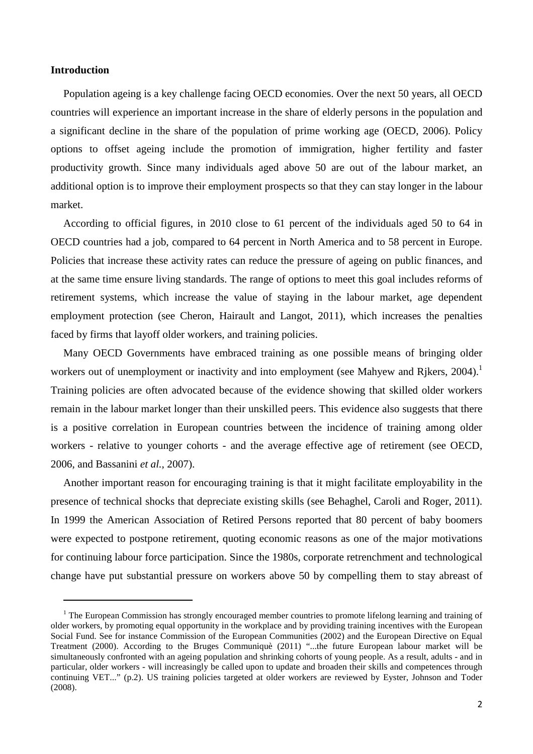## Introduction

Population ageing is a key challenge facing OECD economies. Over the next 50 years, all OECD countries will experience an important increase in the share of elderly persons in the population and a significant decline in the share of the population of prime working age (OECD, 2006). Policy options to offset ageing include the promotion of immigration, higher fertility and faster productivity growth. Since many individuals aged above 50 are out of the labour market, an additional option is to improve their employment prospects so that they can stay longer in the labour market.

According to official figures, in 2010 close to 61 percent of the individuals aged 50 to 64 in OECD countries had a job, compared to 64 percent in North America and to 58 percent in Europe. Policies that increase these activity rates can reduce the pressure of ageing on public finances, and at the same time ensure living standards. The range of options to meet this goal includes reforms of retirement systems, which increase the value of staying in the labour market, age dependent employment protection (see Cheron, Hairault and Langot, 2011), which increases the penalties faced by firms that layoff older workers, and training policies.

Many OECD Governments have embraced training as one possible means of bringing older workers out of unemployment or inactivity and into employment (see Mahyew and Rjkers, 2004).[1] Training policies are often advocated because of the evidence showing that skilled older workers remain in the labour market longer than their unskilled peers. This evidence also suggests that there is a positive correlation in European countries between the incidence of training among older workers - relative to younger cohorts - and the average effective age of retirement (see OECD, 2006, and Bassanini *et al.*, 2007).

Another important reason for encouraging training is that it might facilitate employability in the presence of technical shocks that depreciate existing skills (see Behaghel, Caroli and Roger, 2011). In 1999 the American Association of Retired Persons reported that 80 percent of baby boomers were expected to postpone retirement, quoting economic reasons as one of the major motivations for continuing labour force participation. Since the 1980s, corporate retrenchment and technological change have put substantial pressure on workers above 50 by compelling them to stay abreast of

---

[1] The European Commission has strongly encouraged member countries to promote lifelong learning and training of older workers, by promoting equal opportunity in the workplace and by providing training incentives with the European Social Fund. See for instance Commission of the European Communities (2002) and the European Directive on Equal Treatment (2000). According to the Bruges Communiquè (2011) "...the future European labour market will be simultaneously confronted with an ageing population and shrinking cohorts of young people. As a result, adults - and in particular, older workers - will increasingly be called upon to update and broaden their skills and competences through continuing VET..." (p.2). US training policies targeted at older workers are reviewed by Eyster, Johnson and Toder (2008).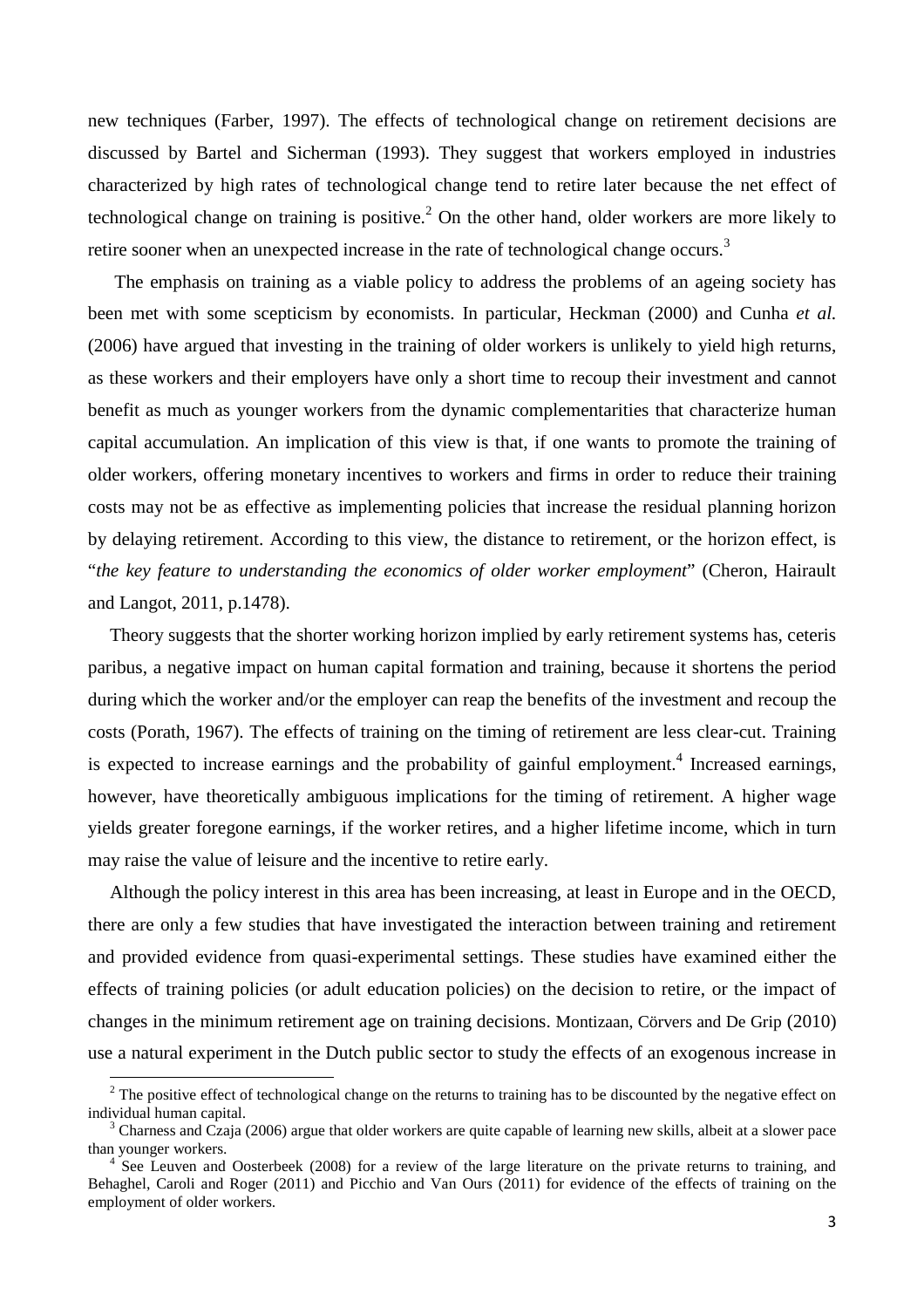new techniques (Farber, 1997). The effects of technological change on retirement decisions are discussed by Bartel and Sicherman (1993). They suggest that workers employed in industries characterized by high rates of technological change tend to retire later because the net effect of technological change on training is positive.[2] On the other hand, older workers are more likely to retire sooner when an unexpected increase in the rate of technological change occurs.[3]

The emphasis on training as a viable policy to address the problems of an ageing society has been met with some scepticism by economists. In particular, Heckman (2000) and Cunha *et al.* (2006) have argued that investing in the training of older workers is unlikely to yield high returns, as these workers and their employers have only a short time to recoup their investment and cannot benefit as much as younger workers from the dynamic complementarities that characterize human capital accumulation. An implication of this view is that, if one wants to promote the training of older workers, offering monetary incentives to workers and firms in order to reduce their training costs may not be as effective as implementing policies that increase the residual planning horizon by delaying retirement. According to this view, the distance to retirement, or the horizon effect, is "*the key feature to understanding the economics of older worker employment*" (Cheron, Hairault and Langot, 2011, p.1478).

Theory suggests that the shorter working horizon implied by early retirement systems has, ceteris paribus, a negative impact on human capital formation and training, because it shortens the period during which the worker and/or the employer can reap the benefits of the investment and recoup the costs (Porath, 1967). The effects of training on the timing of retirement are less clear-cut. Training is expected to increase earnings and the probability of gainful employment.[4] Increased earnings, however, have theoretically ambiguous implications for the timing of retirement. A higher wage yields greater foregone earnings, if the worker retires, and a higher lifetime income, which in turn may raise the value of leisure and the incentive to retire early.

Although the policy interest in this area has been increasing, at least in Europe and in the OECD, there are only a few studies that have investigated the interaction between training and retirement and provided evidence from quasi-experimental settings. These studies have examined either the effects of training policies (or adult education policies) on the decision to retire, or the impact of changes in the minimum retirement age on training decisions. Montizaan, Cörvers and De Grip (2010) use a natural experiment in the Dutch public sector to study the effects of an exogenous increase in

---

[2] The positive effect of technological change on the returns to training has to be discounted by the negative effect on individual human capital.

[3] Charness and Czaja (2006) argue that older workers are quite capable of learning new skills, albeit at a slower pace than younger workers.

[4] See Leuven and Oosterbeek (2008) for a review of the large literature on the private returns to training, and Behaghel, Caroli and Roger (2011) and Picchio and Van Ours (2011) for evidence of the effects of training on the employment of older workers.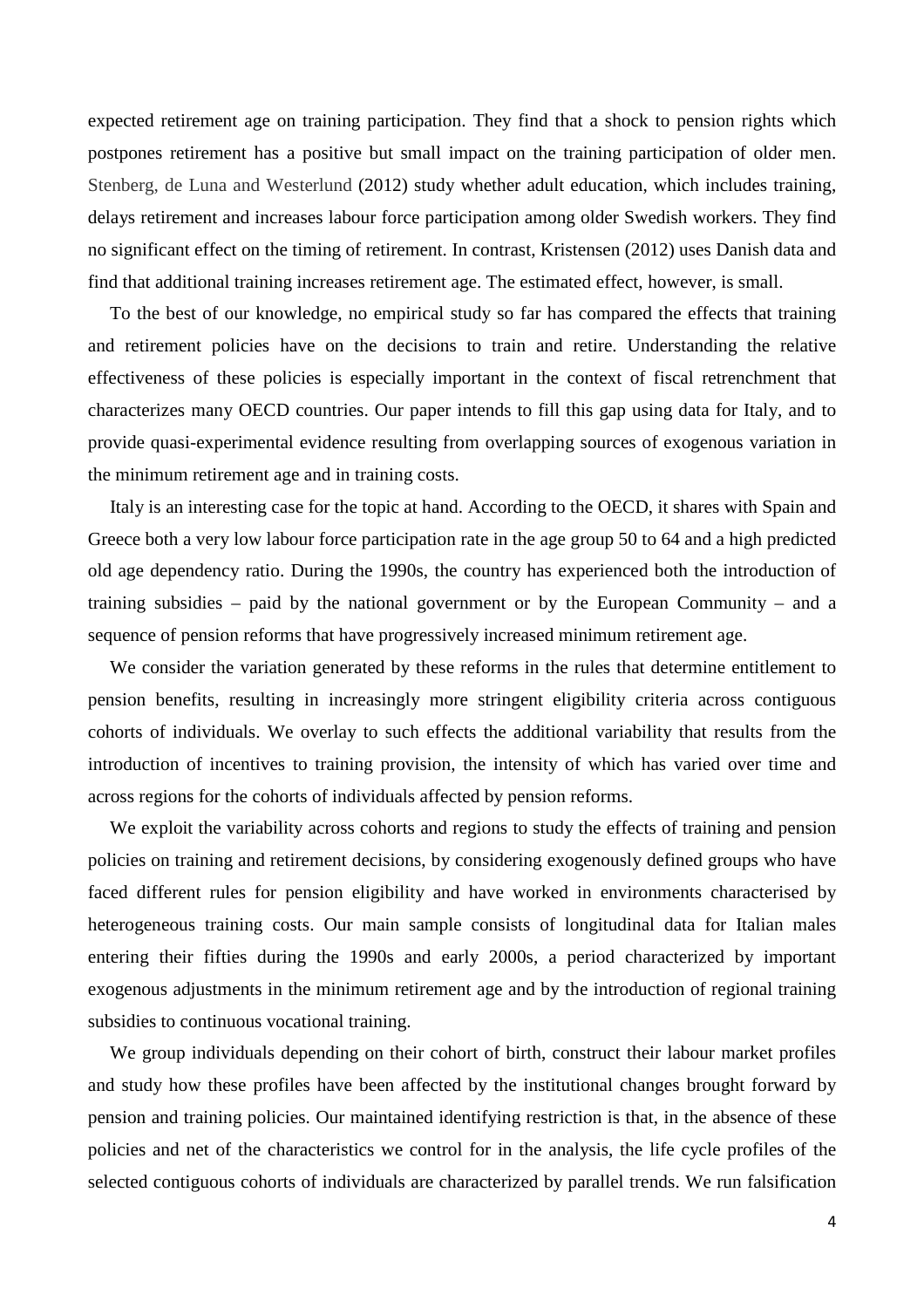expected retirement age on training participation. They find that a shock to pension rights which postpones retirement has a positive but small impact on the training participation of older men. Stenberg, de Luna and Westerlund (2012) study whether adult education, which includes training, delays retirement and increases labour force participation among older Swedish workers. They find no significant effect on the timing of retirement. In contrast, Kristensen (2012) uses Danish data and find that additional training increases retirement age. The estimated effect, however, is small.

To the best of our knowledge, no empirical study so far has compared the effects that training and retirement policies have on the decisions to train and retire. Understanding the relative effectiveness of these policies is especially important in the context of fiscal retrenchment that characterizes many OECD countries. Our paper intends to fill this gap using data for Italy, and to provide quasi-experimental evidence resulting from overlapping sources of exogenous variation in the minimum retirement age and in training costs.

Italy is an interesting case for the topic at hand. According to the OECD, it shares with Spain and Greece both a very low labour force participation rate in the age group 50 to 64 and a high predicted old age dependency ratio. During the 1990s, the country has experienced both the introduction of training subsidies – paid by the national government or by the European Community – and a sequence of pension reforms that have progressively increased minimum retirement age.

We consider the variation generated by these reforms in the rules that determine entitlement to pension benefits, resulting in increasingly more stringent eligibility criteria across contiguous cohorts of individuals. We overlay to such effects the additional variability that results from the introduction of incentives to training provision, the intensity of which has varied over time and across regions for the cohorts of individuals affected by pension reforms.

We exploit the variability across cohorts and regions to study the effects of training and pension policies on training and retirement decisions, by considering exogenously defined groups who have faced different rules for pension eligibility and have worked in environments characterised by heterogeneous training costs. Our main sample consists of longitudinal data for Italian males entering their fifties during the 1990s and early 2000s, a period characterized by important exogenous adjustments in the minimum retirement age and by the introduction of regional training subsidies to continuous vocational training.

We group individuals depending on their cohort of birth, construct their labour market profiles and study how these profiles have been affected by the institutional changes brought forward by pension and training policies. Our maintained identifying restriction is that, in the absence of these policies and net of the characteristics we control for in the analysis, the life cycle profiles of the selected contiguous cohorts of individuals are characterized by parallel trends. We run falsification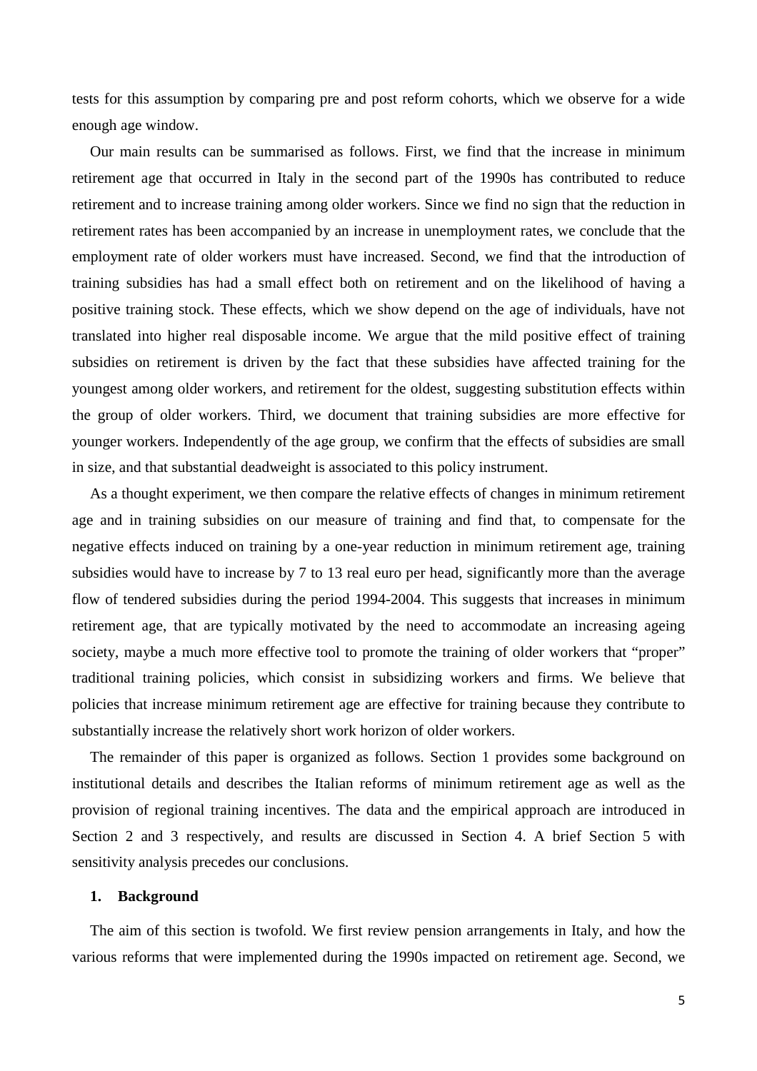tests for this assumption by comparing pre and post reform cohorts, which we observe for a wide enough age window.

Our main results can be summarised as follows. First, we find that the increase in minimum retirement age that occurred in Italy in the second part of the 1990s has contributed to reduce retirement and to increase training among older workers. Since we find no sign that the reduction in retirement rates has been accompanied by an increase in unemployment rates, we conclude that the employment rate of older workers must have increased. Second, we find that the introduction of training subsidies has had a small effect both on retirement and on the likelihood of having a positive training stock. These effects, which we show depend on the age of individuals, have not translated into higher real disposable income. We argue that the mild positive effect of training subsidies on retirement is driven by the fact that these subsidies have affected training for the youngest among older workers, and retirement for the oldest, suggesting substitution effects within the group of older workers. Third, we document that training subsidies are more effective for younger workers. Independently of the age group, we confirm that the effects of subsidies are small in size, and that substantial deadweight is associated to this policy instrument.

As a thought experiment, we then compare the relative effects of changes in minimum retirement age and in training subsidies on our measure of training and find that, to compensate for the negative effects induced on training by a one-year reduction in minimum retirement age, training subsidies would have to increase by 7 to 13 real euro per head, significantly more than the average flow of tendered subsidies during the period 1994-2004. This suggests that increases in minimum retirement age, that are typically motivated by the need to accommodate an increasing ageing society, maybe a much more effective tool to promote the training of older workers that "proper" traditional training policies, which consist in subsidizing workers and firms. We believe that policies that increase minimum retirement age are effective for training because they contribute to substantially increase the relatively short work horizon of older workers.

The remainder of this paper is organized as follows. Section 1 provides some background on institutional details and describes the Italian reforms of minimum retirement age as well as the provision of regional training incentives. The data and the empirical approach are introduced in Section 2 and 3 respectively, and results are discussed in Section 4. A brief Section 5 with sensitivity analysis precedes our conclusions.

## 1. Background

The aim of this section is twofold. We first review pension arrangements in Italy, and how the various reforms that were implemented during the 1990s impacted on retirement age. Second, we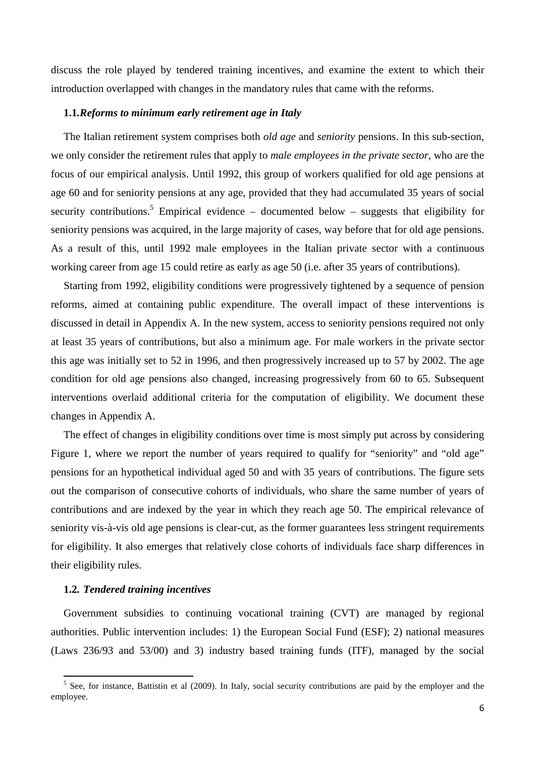discuss the role played by tendered training incentives, and examine the extent to which their introduction overlapped with changes in the mandatory rules that came with the reforms.

### 1.1. *Reforms to minimum early retirement age in Italy*

The Italian retirement system comprises both *old age* and *seniority* pensions. In this sub-section, we only consider the retirement rules that apply to *male employees in the private sector*, who are the focus of our empirical analysis. Until 1992, this group of workers qualified for old age pensions at age 60 and for seniority pensions at any age, provided that they had accumulated 35 years of social security contributions.[5] Empirical evidence – documented below – suggests that eligibility for seniority pensions was acquired, in the large majority of cases, way before that for old age pensions. As a result of this, until 1992 male employees in the Italian private sector with a continuous working career from age 15 could retire as early as age 50 (i.e. after 35 years of contributions).

Starting from 1992, eligibility conditions were progressively tightened by a sequence of pension reforms, aimed at containing public expenditure. The overall impact of these interventions is discussed in detail in Appendix A. In the new system, access to seniority pensions required not only at least 35 years of contributions, but also a minimum age. For male workers in the private sector this age was initially set to 52 in 1996, and then progressively increased up to 57 by 2002. The age condition for old age pensions also changed, increasing progressively from 60 to 65. Subsequent interventions overlaid additional criteria for the computation of eligibility. We document these changes in Appendix A.

The effect of changes in eligibility conditions over time is most simply put across by considering Figure 1, where we report the number of years required to qualify for "seniority" and "old age" pensions for an hypothetical individual aged 50 and with 35 years of contributions. The figure sets out the comparison of consecutive cohorts of individuals, who share the same number of years of contributions and are indexed by the year in which they reach age 50. The empirical relevance of seniority vis-à-vis old age pensions is clear-cut, as the former guarantees less stringent requirements for eligibility. It also emerges that relatively close cohorts of individuals face sharp differences in their eligibility rules.

### 1.2. *Tendered training incentives*

Government subsidies to continuing vocational training (CVT) are managed by regional authorities. Public intervention includes: 1) the European Social Fund (ESF); 2) national measures (Laws 236/93 and 53/00) and 3) industry based training funds (ITF), managed by the social

---

[5] See, for instance, Battistin et al (2009). In Italy, social security contributions are paid by the employer and the employee.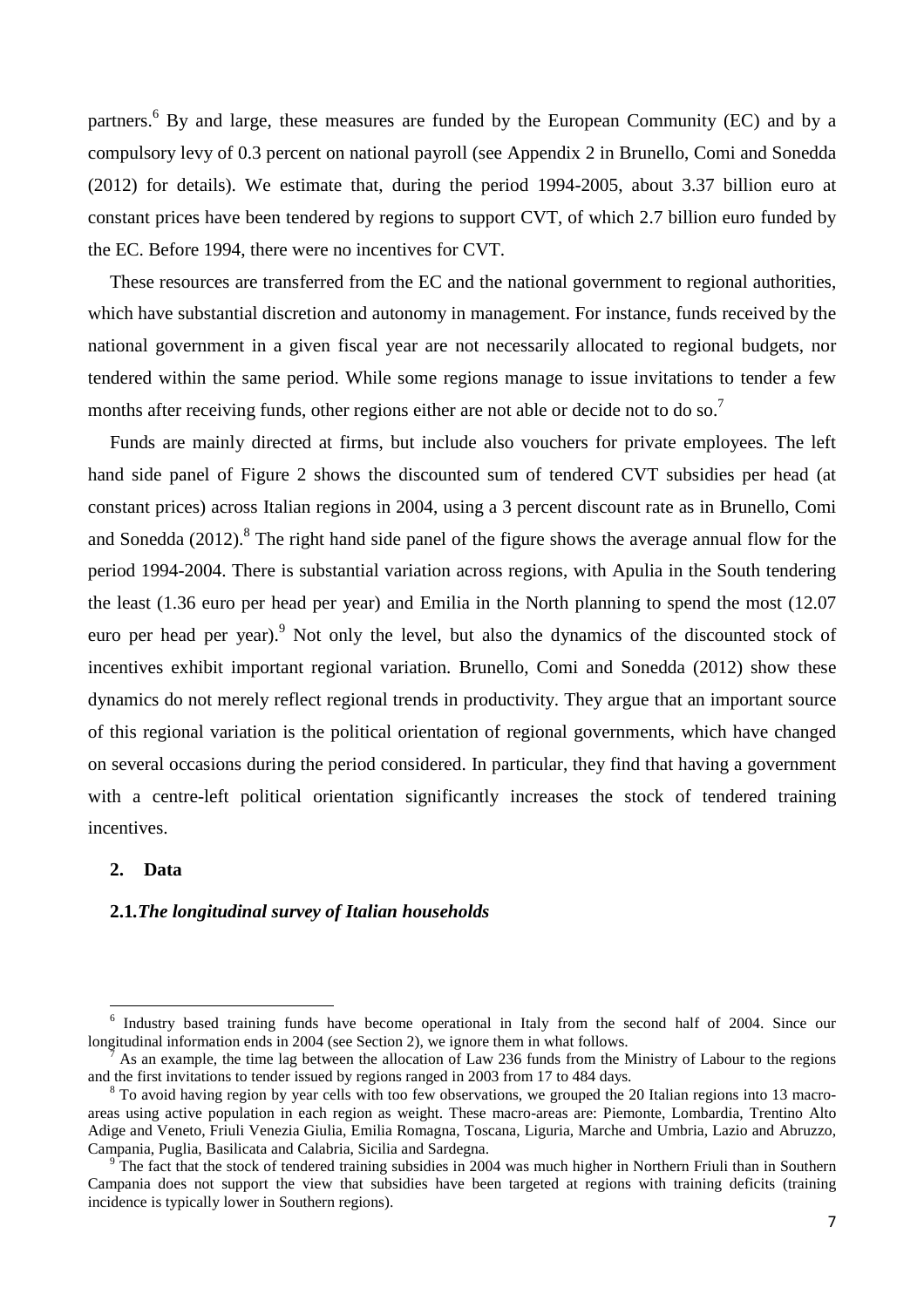partners.[6] By and large, these measures are funded by the European Community (EC) and by a compulsory levy of 0.3 percent on national payroll (see Appendix 2 in Brunello, Comi and Sonedda (2012) for details). We estimate that, during the period 1994-2005, about 3.37 billion euro at constant prices have been tendered by regions to support CVT, of which 2.7 billion euro funded by the EC. Before 1994, there were no incentives for CVT.

These resources are transferred from the EC and the national government to regional authorities, which have substantial discretion and autonomy in management. For instance, funds received by the national government in a given fiscal year are not necessarily allocated to regional budgets, nor tendered within the same period. While some regions manage to issue invitations to tender a few months after receiving funds, other regions either are not able or decide not to do so.[7]

Funds are mainly directed at firms, but include also vouchers for private employees. The left hand side panel of Figure 2 shows the discounted sum of tendered CVT subsidies per head (at constant prices) across Italian regions in 2004, using a 3 percent discount rate as in Brunello, Comi and Sonedda (2012).[8] The right hand side panel of the figure shows the average annual flow for the period 1994-2004. There is substantial variation across regions, with Apulia in the South tendering the least (1.36 euro per head per year) and Emilia in the North planning to spend the most (12.07 euro per head per year).[9] Not only the level, but also the dynamics of the discounted stock of incentives exhibit important regional variation. Brunello, Comi and Sonedda (2012) show these dynamics do not merely reflect regional trends in productivity. They argue that an important source of this regional variation is the political orientation of regional governments, which have changed on several occasions during the period considered. In particular, they find that having a government with a centre-left political orientation significantly increases the stock of tendered training incentives.

## 2. Data

### 2.1. *The longitudinal survey of Italian households*

---

[6] Industry based training funds have become operational in Italy from the second half of 2004. Since our longitudinal information ends in 2004 (see Section 2), we ignore them in what follows.

[7] As an example, the time lag between the allocation of Law 236 funds from the Ministry of Labour to the regions and the first invitations to tender issued by regions ranged in 2003 from 17 to 484 days.

[8] To avoid having region by year cells with too few observations, we grouped the 20 Italian regions into 13 macro-areas using active population in each region as weight. These macro-areas are: Piemonte, Lombardia, Trentino Alto Adige and Veneto, Friuli Venezia Giulia, Emilia Romagna, Toscana, Liguria, Marche and Umbria, Lazio and Abruzzo, Campania, Puglia, Basilicata and Calabria, Sicilia and Sardegna.

[9] The fact that the stock of tendered training subsidies in 2004 was much higher in Northern Friuli than in Southern Campania does not support the view that subsidies have been targeted at regions with training deficits (training incidence is typically lower in Southern regions).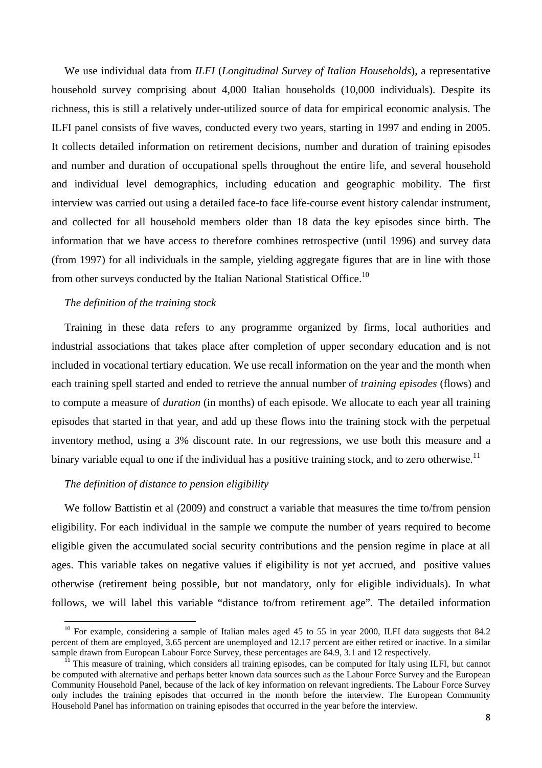We use individual data from *ILFI* (*Longitudinal Survey of Italian Households*), a representative household survey comprising about 4,000 Italian households (10,000 individuals). Despite its richness, this is still a relatively under-utilized source of data for empirical economic analysis. The ILFI panel consists of five waves, conducted every two years, starting in 1997 and ending in 2005. It collects detailed information on retirement decisions, number and duration of training episodes and number and duration of occupational spells throughout the entire life, and several household and individual level demographics, including education and geographic mobility. The first interview was carried out using a detailed face-to face life-course event history calendar instrument, and collected for all household members older than 18 data the key episodes since birth. The information that we have access to therefore combines retrospective (until 1996) and survey data (from 1997) for all individuals in the sample, yielding aggregate figures that are in line with those from other surveys conducted by the Italian National Statistical Office.[10]

*The definition of the training stock*

Training in these data refers to any programme organized by firms, local authorities and industrial associations that takes place after completion of upper secondary education and is not included in vocational tertiary education. We use recall information on the year and the month when each training spell started and ended to retrieve the annual number of *training episodes* (flows) and to compute a measure of *duration* (in months) of each episode. We allocate to each year all training episodes that started in that year, and add up these flows into the training stock with the perpetual inventory method, using a 3% discount rate. In our regressions, we use both this measure and a binary variable equal to one if the individual has a positive training stock, and to zero otherwise.[11]

*The definition of distance to pension eligibility*

We follow Battistin et al (2009) and construct a variable that measures the time to/from pension eligibility. For each individual in the sample we compute the number of years required to become eligible given the accumulated social security contributions and the pension regime in place at all ages. This variable takes on negative values if eligibility is not yet accrued, and positive values otherwise (retirement being possible, but not mandatory, only for eligible individuals). In what follows, we will label this variable "distance to/from retirement age". The detailed information

---

[10] For example, considering a sample of Italian males aged 45 to 55 in year 2000, ILFI data suggests that 84.2 percent of them are employed, 3.65 percent are unemployed and 12.17 percent are either retired or inactive. In a similar sample drawn from European Labour Force Survey, these percentages are 84.9, 3.1 and 12 respectively.

[11] This measure of training, which considers all training episodes, can be computed for Italy using ILFI, but cannot be computed with alternative and perhaps better known data sources such as the Labour Force Survey and the European Community Household Panel, because of the lack of key information on relevant ingredients. The Labour Force Survey only includes the training episodes that occurred in the month before the interview. The European Community Household Panel has information on training episodes that occurred in the year before the interview.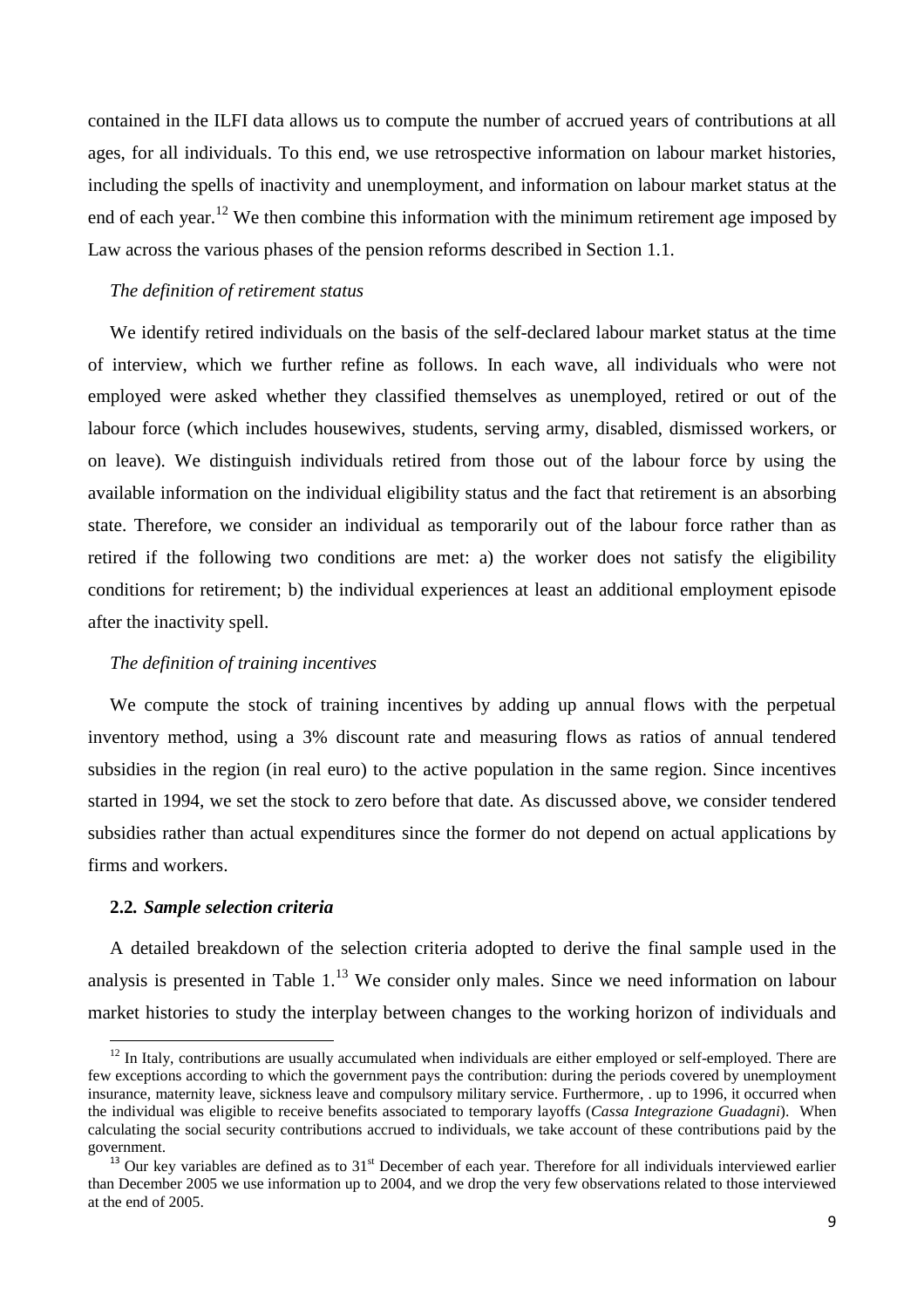contained in the ILFI data allows us to compute the number of accrued years of contributions at all ages, for all individuals. To this end, we use retrospective information on labour market histories, including the spells of inactivity and unemployment, and information on labour market status at the end of each year.[12] We then combine this information with the minimum retirement age imposed by Law across the various phases of the pension reforms described in Section 1.1.

*The definition of retirement status*

We identify retired individuals on the basis of the self-declared labour market status at the time of interview, which we further refine as follows. In each wave, all individuals who were not employed were asked whether they classified themselves as unemployed, retired or out of the labour force (which includes housewives, students, serving army, disabled, dismissed workers, or on leave). We distinguish individuals retired from those out of the labour force by using the available information on the individual eligibility status and the fact that retirement is an absorbing state. Therefore, we consider an individual as temporarily out of the labour force rather than as retired if the following two conditions are met: a) the worker does not satisfy the eligibility conditions for retirement; b) the individual experiences at least an additional employment episode after the inactivity spell.

*The definition of training incentives*

We compute the stock of training incentives by adding up annual flows with the perpetual inventory method, using a 3% discount rate and measuring flows as ratios of annual tendered subsidies in the region (in real euro) to the active population in the same region. Since incentives started in 1994, we set the stock to zero before that date. As discussed above, we consider tendered subsidies rather than actual expenditures since the former do not depend on actual applications by firms and workers.

### 2.2. *Sample selection criteria*

A detailed breakdown of the selection criteria adopted to derive the final sample used in the analysis is presented in Table 1.[13] We consider only males. Since we need information on labour market histories to study the interplay between changes to the working horizon of individuals and

---

[12] In Italy, contributions are usually accumulated when individuals are either employed or self-employed. There are few exceptions according to which the government pays the contribution: during the periods covered by unemployment insurance, maternity leave, sickness leave and compulsory military service. Furthermore, . up to 1996, it occurred when the individual was eligible to receive benefits associated to temporary layoffs (*Cassa Integrazione Guadagni*). When calculating the social security contributions accrued to individuals, we take account of these contributions paid by the government.

[13] Our key variables are defined as to 31st December of each year. Therefore for all individuals interviewed earlier than December 2005 we use information up to 2004, and we drop the very few observations related to those interviewed at the end of 2005.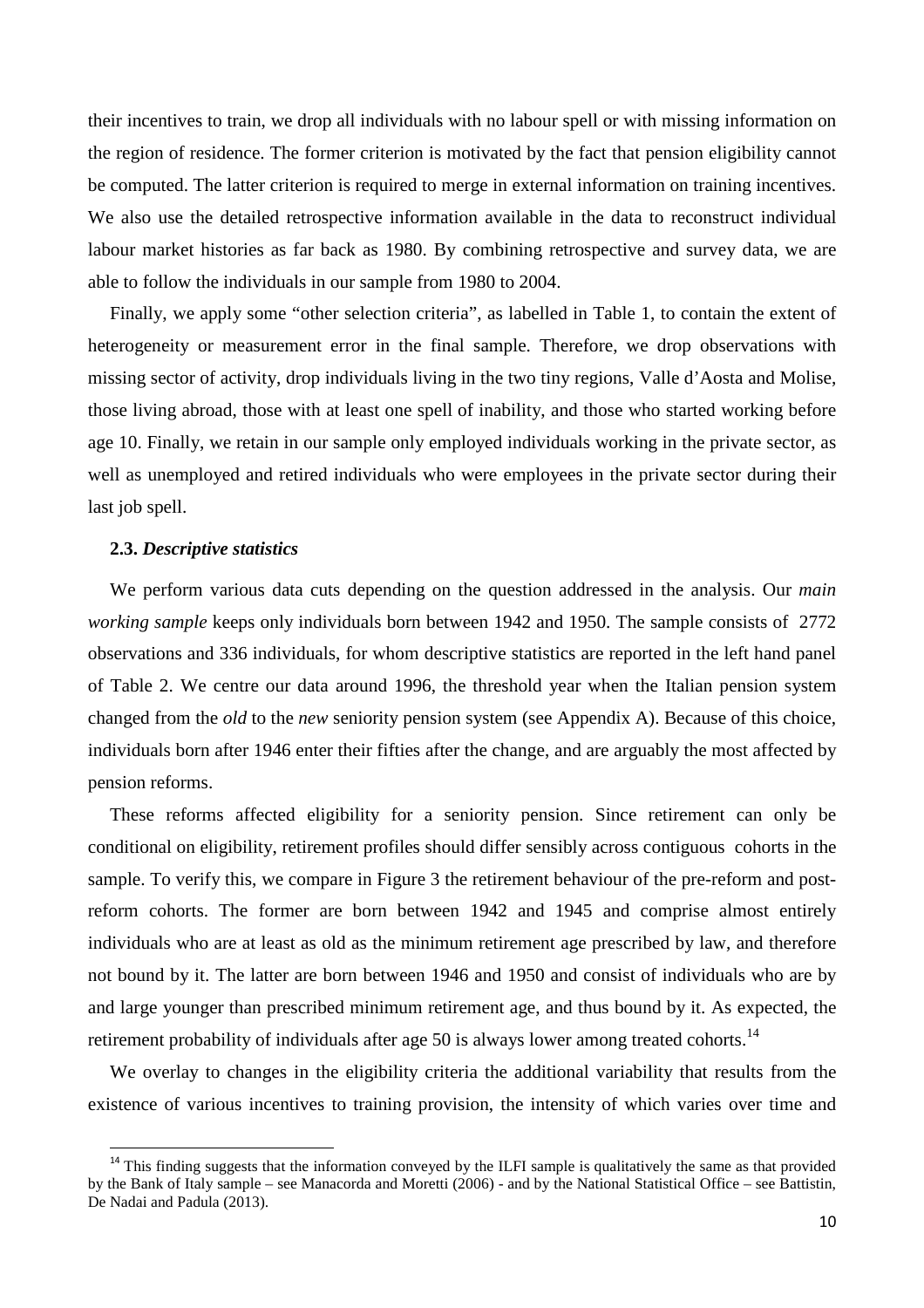their incentives to train, we drop all individuals with no labour spell or with missing information on the region of residence. The former criterion is motivated by the fact that pension eligibility cannot be computed. The latter criterion is required to merge in external information on training incentives. We also use the detailed retrospective information available in the data to reconstruct individual labour market histories as far back as 1980. By combining retrospective and survey data, we are able to follow the individuals in our sample from 1980 to 2004.

Finally, we apply some "other selection criteria", as labelled in Table 1, to contain the extent of heterogeneity or measurement error in the final sample. Therefore, we drop observations with missing sector of activity, drop individuals living in the two tiny regions, Valle d'Aosta and Molise, those living abroad, those with at least one spell of inability, and those who started working before age 10. Finally, we retain in our sample only employed individuals working in the private sector, as well as unemployed and retired individuals who were employees in the private sector during their last job spell.

### 2.3. *Descriptive statistics*

We perform various data cuts depending on the question addressed in the analysis. Our *main working sample* keeps only individuals born between 1942 and 1950. The sample consists of 2772 observations and 336 individuals, for whom descriptive statistics are reported in the left hand panel of Table 2. We centre our data around 1996, the threshold year when the Italian pension system changed from the *old* to the *new* seniority pension system (see Appendix A). Because of this choice, individuals born after 1946 enter their fifties after the change, and are arguably the most affected by pension reforms.

These reforms affected eligibility for a seniority pension. Since retirement can only be conditional on eligibility, retirement profiles should differ sensibly across contiguous cohorts in the sample. To verify this, we compare in Figure 3 the retirement behaviour of the pre-reform and post-reform cohorts. The former are born between 1942 and 1945 and comprise almost entirely individuals who are at least as old as the minimum retirement age prescribed by law, and therefore not bound by it. The latter are born between 1946 and 1950 and consist of individuals who are by and large younger than prescribed minimum retirement age, and thus bound by it. As expected, the retirement probability of individuals after age 50 is always lower among treated cohorts.[14]

We overlay to changes in the eligibility criteria the additional variability that results from the existence of various incentives to training provision, the intensity of which varies over time and

[14] This finding suggests that the information conveyed by the ILFI sample is qualitatively the same as that provided by the Bank of Italy sample – see Manacorda and Moretti (2006) - and by the National Statistical Office – see Battistin, De Nadai and Padula (2013).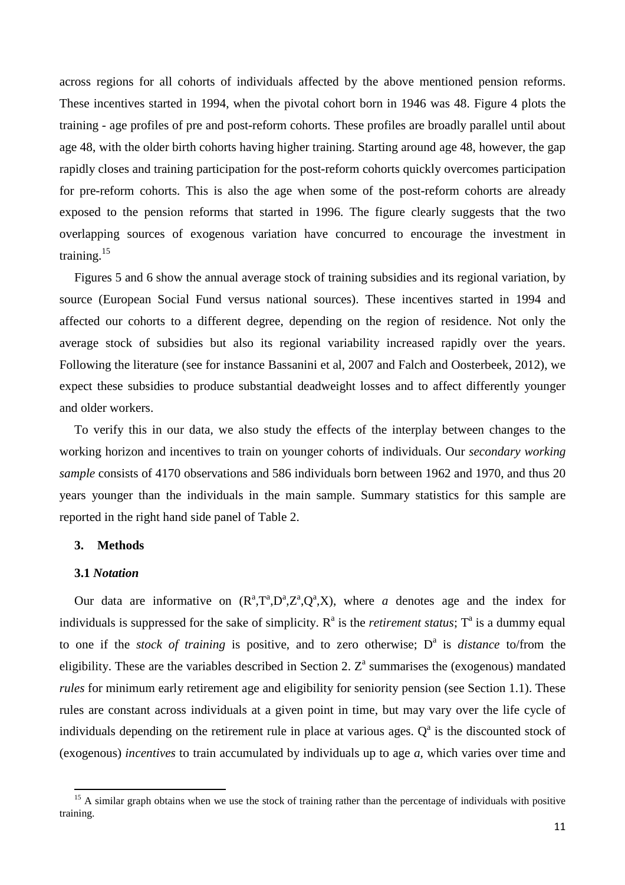across regions for all cohorts of individuals affected by the above mentioned pension reforms. These incentives started in 1994, when the pivotal cohort born in 1946 was 48. Figure 4 plots the training - age profiles of pre and post-reform cohorts. These profiles are broadly parallel until about age 48, with the older birth cohorts having higher training. Starting around age 48, however, the gap rapidly closes and training participation for the post-reform cohorts quickly overcomes participation for pre-reform cohorts. This is also the age when some of the post-reform cohorts are already exposed to the pension reforms that started in 1996. The figure clearly suggests that the two overlapping sources of exogenous variation have concurred to encourage the investment in training.[15]

Figures 5 and 6 show the annual average stock of training subsidies and its regional variation, by source (European Social Fund versus national sources). These incentives started in 1994 and affected our cohorts to a different degree, depending on the region of residence. Not only the average stock of subsidies but also its regional variability increased rapidly over the years. Following the literature (see for instance Bassanini et al, 2007 and Falch and Oosterbeek, 2012), we expect these subsidies to produce substantial deadweight losses and to affect differently younger and older workers.

To verify this in our data, we also study the effects of the interplay between changes to the working horizon and incentives to train on younger cohorts of individuals. Our *secondary working sample* consists of 4170 observations and 586 individuals born between 1962 and 1970, and thus 20 years younger than the individuals in the main sample. Summary statistics for this sample are reported in the right hand side panel of Table 2.

## 3. Methods

### 3.1 *Notation*

Our data are informative on $(R^a, T^a, D^a, Z^a, Q^a, X)$, where $a$ denotes age and the index for individuals is suppressed for the sake of simplicity. $R^a$ is the *retirement status*; $T^a$ is a dummy equal to one if the *stock of training* is positive, and to zero otherwise; $D^a$ is *distance* to/from the eligibility. These are the variables described in Section 2. $Z^a$ summarises the (exogenous) mandated *rules* for minimum early retirement age and eligibility for seniority pension (see Section 1.1). These rules are constant across individuals at a given point in time, but may vary over the life cycle of individuals depending on the retirement rule in place at various ages. $Q^a$ is the discounted stock of (exogenous) *incentives* to train accumulated by individuals up to age $a$, which varies over time and

[15] A similar graph obtains when we use the stock of training rather than the percentage of individuals with positive training.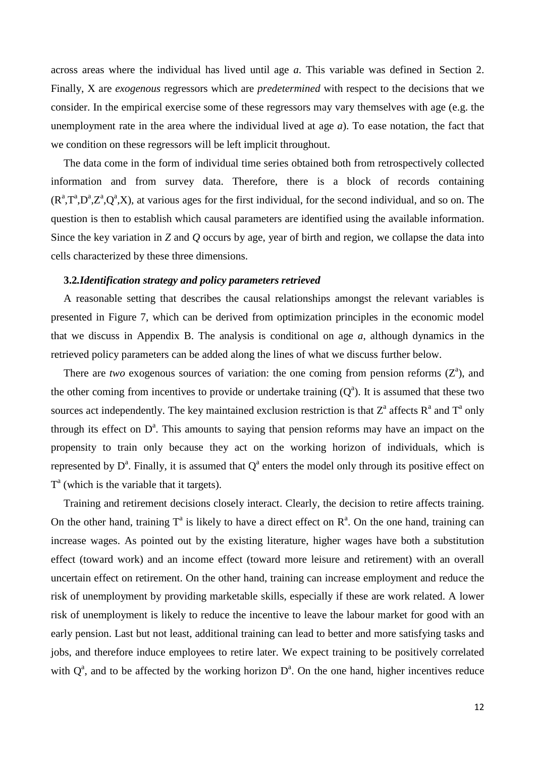across areas where the individual has lived until age *a*. This variable was defined in Section 2. Finally, X are *exogenous* regressors which are *predetermined* with respect to the decisions that we consider. In the empirical exercise some of these regressors may vary themselves with age (e.g. the unemployment rate in the area where the individual lived at age *a*). To ease notation, the fact that we condition on these regressors will be left implicit throughout.

The data come in the form of individual time series obtained both from retrospectively collected information and from survey data. Therefore, there is a block of records containing $(R^a,T^a,D^a,Z^a,Q^a,X)$, at various ages for the first individual, for the second individual, and so on. The question is then to establish which causal parameters are identified using the available information. Since the key variation in *Z* and *Q* occurs by age, year of birth and region, we collapse the data into cells characterized by these three dimensions.

### 3.2. *Identification strategy and policy parameters retrieved*

A reasonable setting that describes the causal relationships amongst the relevant variables is presented in Figure 7, which can be derived from optimization principles in the economic model that we discuss in Appendix B. The analysis is conditional on age *a*, although dynamics in the retrieved policy parameters can be added along the lines of what we discuss further below.

There are *two* exogenous sources of variation: the one coming from pension reforms ($Z^a$), and the other coming from incentives to provide or undertake training ($Q^a$). It is assumed that these two sources act independently. The key maintained exclusion restriction is that $Z^a$ affects $R^a$ and $T^a$ only through its effect on $D^a$. This amounts to saying that pension reforms may have an impact on the propensity to train only because they act on the working horizon of individuals, which is represented by $D^a$. Finally, it is assumed that $Q^a$ enters the model only through its positive effect on $T^a$ (which is the variable that it targets).

Training and retirement decisions closely interact. Clearly, the decision to retire affects training. On the other hand, training $T^a$ is likely to have a direct effect on $R^a$. On the one hand, training can increase wages. As pointed out by the existing literature, higher wages have both a substitution effect (toward work) and an income effect (toward more leisure and retirement) with an overall uncertain effect on retirement. On the other hand, training can increase employment and reduce the risk of unemployment by providing marketable skills, especially if these are work related. A lower risk of unemployment is likely to reduce the incentive to leave the labour market for good with an early pension. Last but not least, additional training can lead to better and more satisfying tasks and jobs, and therefore induce employees to retire later. We expect training to be positively correlated with $Q^a$, and to be affected by the working horizon $D^a$. On the one hand, higher incentives reduce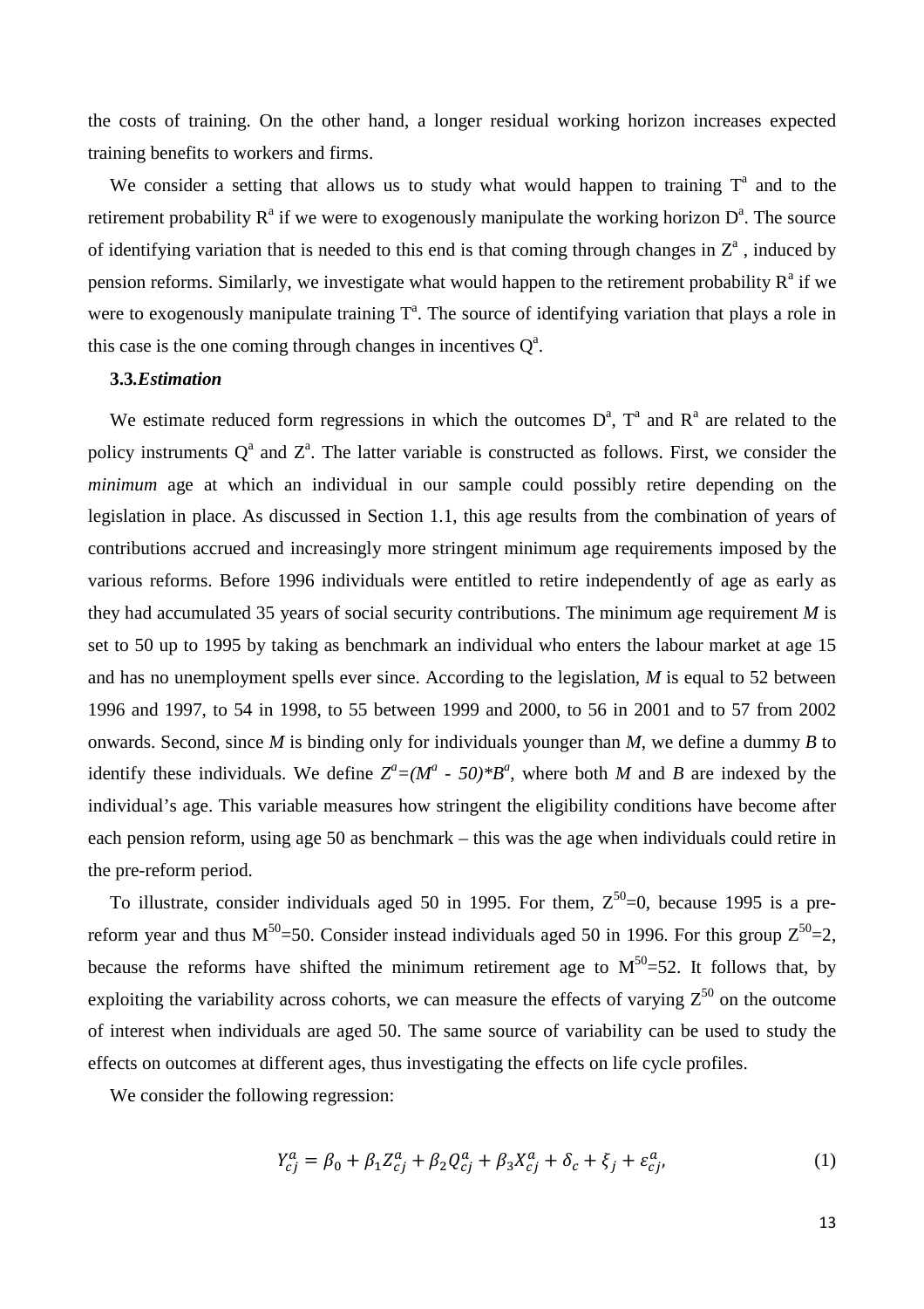the costs of training. On the other hand, a longer residual working horizon increases expected training benefits to workers and firms.

We consider a setting that allows us to study what would happen to training $T^a$ and to the retirement probability $R^a$ if we were to exogenously manipulate the working horizon $D^a$. The source of identifying variation that is needed to this end is that coming through changes in $Z^a$ , induced by pension reforms. Similarly, we investigate what would happen to the retirement probability $R^a$ if we were to exogenously manipulate training $T^a$. The source of identifying variation that plays a role in this case is the one coming through changes in incentives $Q^a$.

### 3.3. *Estimation*

We estimate reduced form regressions in which the outcomes $D^a$, $T^a$ and $R^a$ are related to the policy instruments $Q^a$ and $Z^a$. The latter variable is constructed as follows. First, we consider the *minimum* age at which an individual in our sample could possibly retire depending on the legislation in place. As discussed in Section 1.1, this age results from the combination of years of contributions accrued and increasingly more stringent minimum age requirements imposed by the various reforms. Before 1996 individuals were entitled to retire independently of age as early as they had accumulated 35 years of social security contributions. The minimum age requirement $M$ is set to 50 up to 1995 by taking as benchmark an individual who enters the labour market at age 15 and has no unemployment spells ever since. According to the legislation, $M$ is equal to 52 between 1996 and 1997, to 54 in 1998, to 55 between 1999 and 2000, to 56 in 2001 and to 57 from 2002 onwards. Second, since $M$ is binding only for individuals younger than $M$, we define a dummy $B$ to identify these individuals. We define $Z^a=(M^a - 50)*B^a$, where both $M$ and $B$ are indexed by the individual's age. This variable measures how stringent the eligibility conditions have become after each pension reform, using age 50 as benchmark – this was the age when individuals could retire in the pre-reform period.

To illustrate, consider individuals aged 50 in 1995. For them, $Z^{50}=0$, because 1995 is a pre-reform year and thus $M^{50}=50$. Consider instead individuals aged 50 in 1996. For this group $Z^{50}=2$, because the reforms have shifted the minimum retirement age to $M^{50}=52$. It follows that, by exploiting the variability across cohorts, we can measure the effects of varying $Z^{50}$ on the outcome of interest when individuals are aged 50. The same source of variability can be used to study the effects on outcomes at different ages, thus investigating the effects on life cycle profiles.

We consider the following regression:

$$Y_{cj}^a = \beta_0 + \beta_1 Z_{cj}^a + \beta_2 Q_{cj}^a + \beta_3 X_{cj}^a + \delta_c + \xi_j + \varepsilon_{cj}^a, \tag{1}$$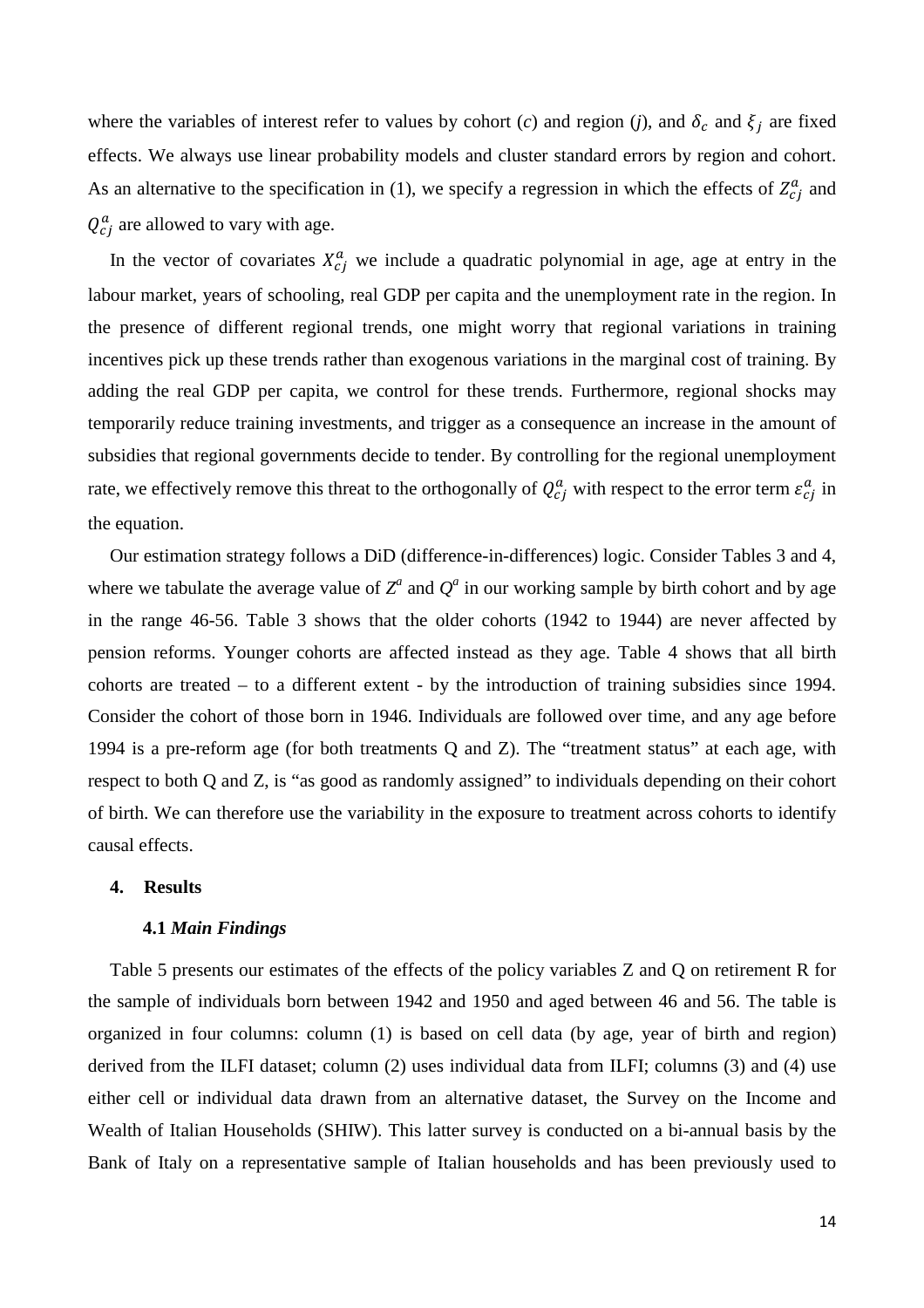where the variables of interest refer to values by cohort (*c*) and region (*j*), and $\delta_c$ and $\xi_j$ are fixed effects. We always use linear probability models and cluster standard errors by region and cohort. As an alternative to the specification in (1), we specify a regression in which the effects of $Z_{cj}^a$ and $Q_{cj}^a$ are allowed to vary with age.

In the vector of covariates $X_{cj}^a$ we include a quadratic polynomial in age, age at entry in the labour market, years of schooling, real GDP per capita and the unemployment rate in the region. In the presence of different regional trends, one might worry that regional variations in training incentives pick up these trends rather than exogenous variations in the marginal cost of training. By adding the real GDP per capita, we control for these trends. Furthermore, regional shocks may temporarily reduce training investments, and trigger as a consequence an increase in the amount of subsidies that regional governments decide to tender. By controlling for the regional unemployment rate, we effectively remove this threat to the orthogonally of $Q_{cj}^a$ with respect to the error term $\varepsilon_{cj}^a$ in the equation.

Our estimation strategy follows a DiD (difference-in-differences) logic. Consider Tables 3 and 4, where we tabulate the average value of $Z^a$ and $Q^a$ in our working sample by birth cohort and by age in the range 46-56. Table 3 shows that the older cohorts (1942 to 1944) are never affected by pension reforms. Younger cohorts are affected instead as they age. Table 4 shows that all birth cohorts are treated – to a different extent - by the introduction of training subsidies since 1994. Consider the cohort of those born in 1946. Individuals are followed over time, and any age before 1994 is a pre-reform age (for both treatments Q and Z). The "treatment status" at each age, with respect to both Q and Z, is "as good as randomly assigned" to individuals depending on their cohort of birth. We can therefore use the variability in the exposure to treatment across cohorts to identify causal effects.

## 4. Results

### 4.1 *Main Findings*

Table 5 presents our estimates of the effects of the policy variables Z and Q on retirement R for the sample of individuals born between 1942 and 1950 and aged between 46 and 56. The table is organized in four columns: column (1) is based on cell data (by age, year of birth and region) derived from the ILFI dataset; column (2) uses individual data from ILFI; columns (3) and (4) use either cell or individual data drawn from an alternative dataset, the Survey on the Income and Wealth of Italian Households (SHIW). This latter survey is conducted on a bi-annual basis by the Bank of Italy on a representative sample of Italian households and has been previously used to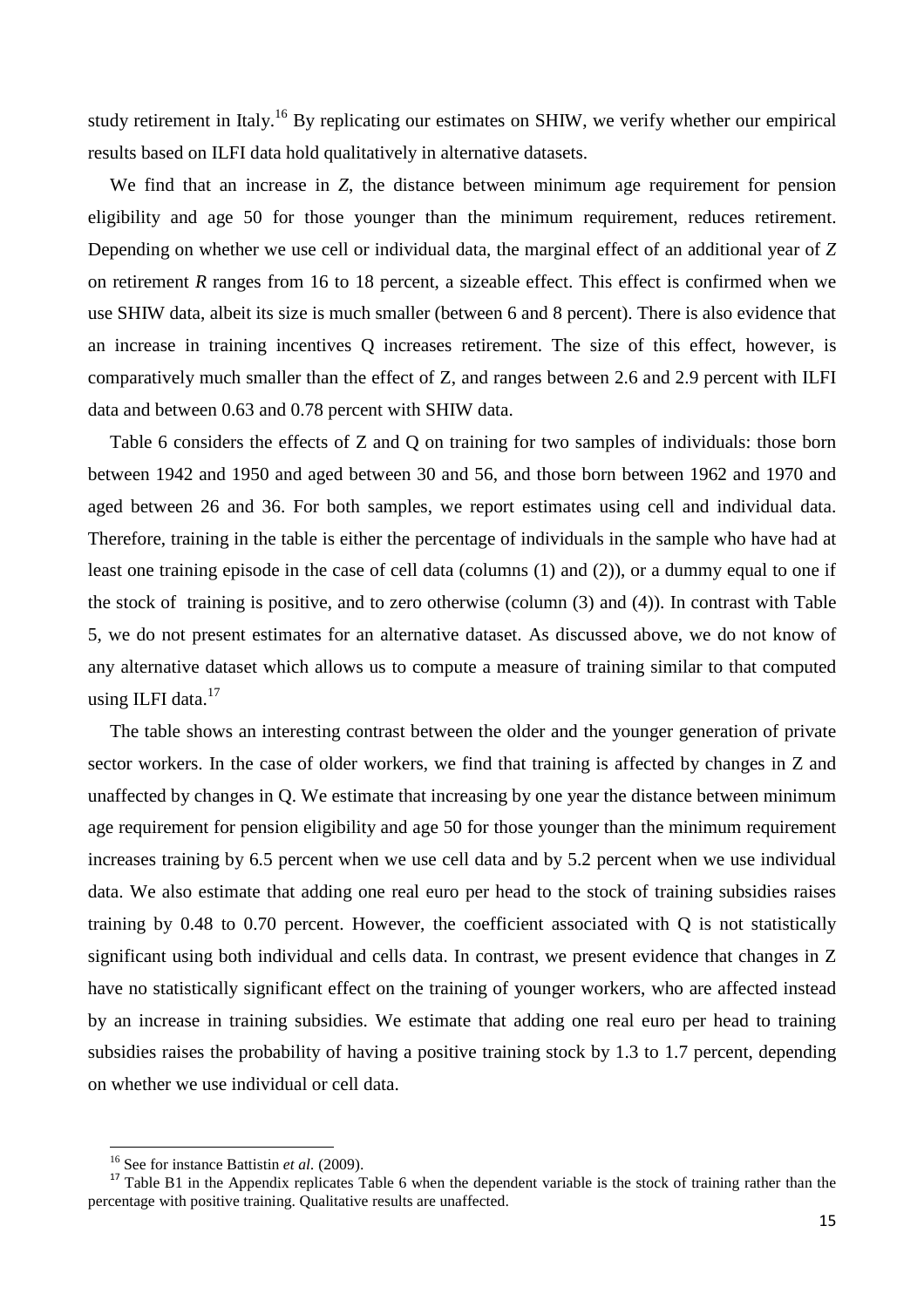study retirement in Italy.[16] By replicating our estimates on SHIW, we verify whether our empirical results based on ILFI data hold qualitatively in alternative datasets.

We find that an increase in *Z*, the distance between minimum age requirement for pension eligibility and age 50 for those younger than the minimum requirement, reduces retirement. Depending on whether we use cell or individual data, the marginal effect of an additional year of *Z* on retirement *R* ranges from 16 to 18 percent, a sizeable effect. This effect is confirmed when we use SHIW data, albeit its size is much smaller (between 6 and 8 percent). There is also evidence that an increase in training incentives Q increases retirement. The size of this effect, however, is comparatively much smaller than the effect of Z, and ranges between 2.6 and 2.9 percent with ILFI data and between 0.63 and 0.78 percent with SHIW data.

Table 6 considers the effects of Z and Q on training for two samples of individuals: those born between 1942 and 1950 and aged between 30 and 56, and those born between 1962 and 1970 and aged between 26 and 36. For both samples, we report estimates using cell and individual data. Therefore, training in the table is either the percentage of individuals in the sample who have had at least one training episode in the case of cell data (columns (1) and (2)), or a dummy equal to one if the stock of training is positive, and to zero otherwise (column (3) and (4)). In contrast with Table 5, we do not present estimates for an alternative dataset. As discussed above, we do not know of any alternative dataset which allows us to compute a measure of training similar to that computed using ILFI data.[17]

The table shows an interesting contrast between the older and the younger generation of private sector workers. In the case of older workers, we find that training is affected by changes in Z and unaffected by changes in Q. We estimate that increasing by one year the distance between minimum age requirement for pension eligibility and age 50 for those younger than the minimum requirement increases training by 6.5 percent when we use cell data and by 5.2 percent when we use individual data. We also estimate that adding one real euro per head to the stock of training subsidies raises training by 0.48 to 0.70 percent. However, the coefficient associated with Q is not statistically significant using both individual and cells data. In contrast, we present evidence that changes in Z have no statistically significant effect on the training of younger workers, who are affected instead by an increase in training subsidies. We estimate that adding one real euro per head to training subsidies raises the probability of having a positive training stock by 1.3 to 1.7 percent, depending on whether we use individual or cell data.

---

[16] See for instance Battistin *et al.* (2009).

[17] Table B1 in the Appendix replicates Table 6 when the dependent variable is the stock of training rather than the percentage with positive training. Qualitative results are unaffected.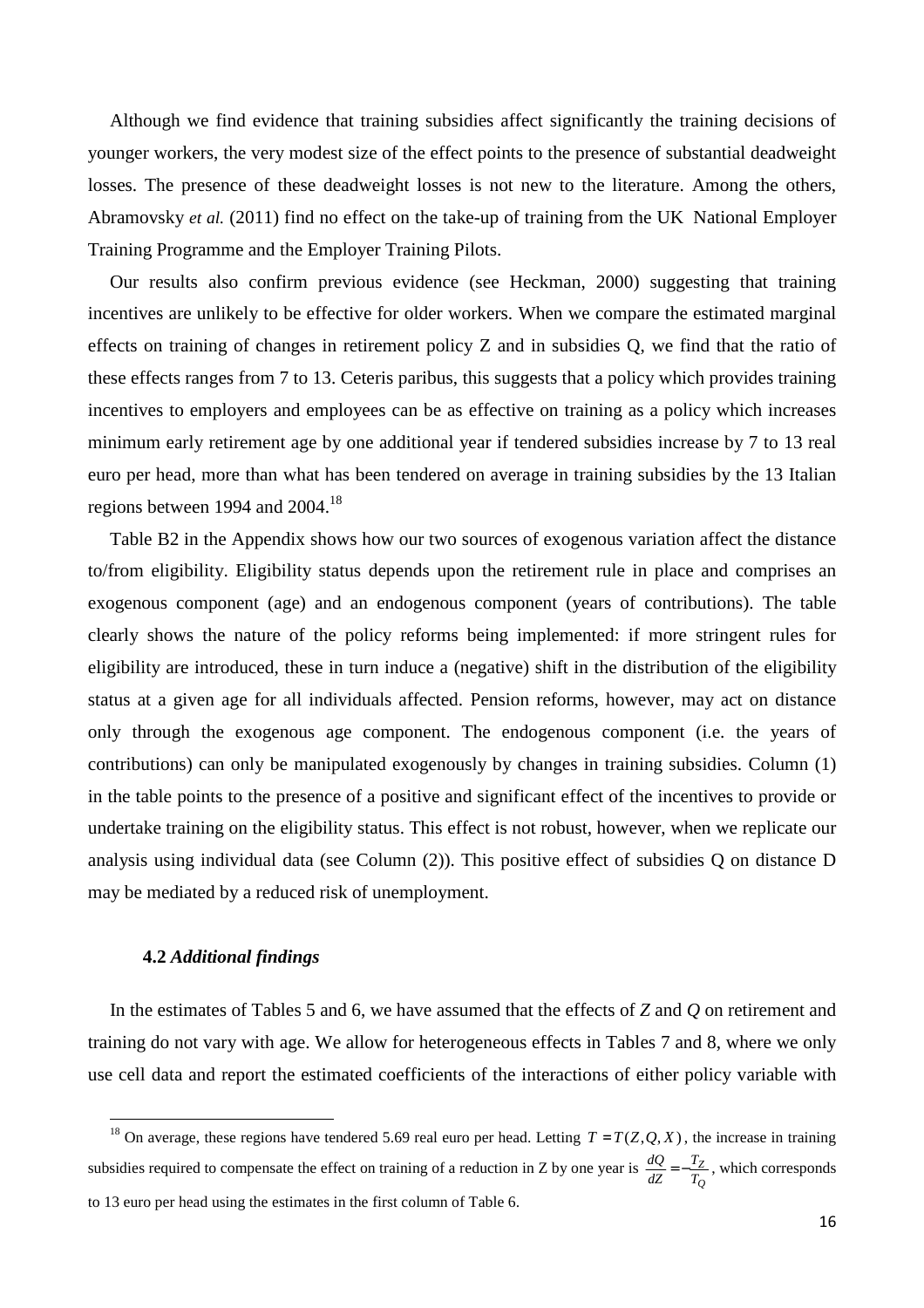Although we find evidence that training subsidies affect significantly the training decisions of younger workers, the very modest size of the effect points to the presence of substantial deadweight losses. The presence of these deadweight losses is not new to the literature. Among the others, Abramovsky *et al.* (2011) find no effect on the take-up of training from the UK National Employer Training Programme and the Employer Training Pilots.

Our results also confirm previous evidence (see Heckman, 2000) suggesting that training incentives are unlikely to be effective for older workers. When we compare the estimated marginal effects on training of changes in retirement policy Z and in subsidies Q, we find that the ratio of these effects ranges from 7 to 13. Ceteris paribus, this suggests that a policy which provides training incentives to employers and employees can be as effective on training as a policy which increases minimum early retirement age by one additional year if tendered subsidies increase by 7 to 13 real euro per head, more than what has been tendered on average in training subsidies by the 13 Italian regions between 1994 and 2004.[18]

Table B2 in the Appendix shows how our two sources of exogenous variation affect the distance to/from eligibility. Eligibility status depends upon the retirement rule in place and comprises an exogenous component (age) and an endogenous component (years of contributions). The table clearly shows the nature of the policy reforms being implemented: if more stringent rules for eligibility are introduced, these in turn induce a (negative) shift in the distribution of the eligibility status at a given age for all individuals affected. Pension reforms, however, may act on distance only through the exogenous age component. The endogenous component (i.e. the years of contributions) can only be manipulated exogenously by changes in training subsidies. Column (1) in the table points to the presence of a positive and significant effect of the incentives to provide or undertake training on the eligibility status. This effect is not robust, however, when we replicate our analysis using individual data (see Column (2)). This positive effect of subsidies Q on distance D may be mediated by a reduced risk of unemployment.

### 4.2 *Additional findings*

In the estimates of Tables 5 and 6, we have assumed that the effects of *Z* and *Q* on retirement and training do not vary with age. We allow for heterogeneous effects in Tables 7 and 8, where we only use cell data and report the estimated coefficients of the interactions of either policy variable with

---

[18] On average, these regions have tendered 5.69 real euro per head. Letting $T = T(Z, Q, X)$, the increase in training subsidies required to compensate the effect on training of a reduction in Z by one year is $\frac{dQ}{dZ} = -\frac{T_Z}{T_Q}$, which corresponds to 13 euro per head using the estimates in the first column of Table 6.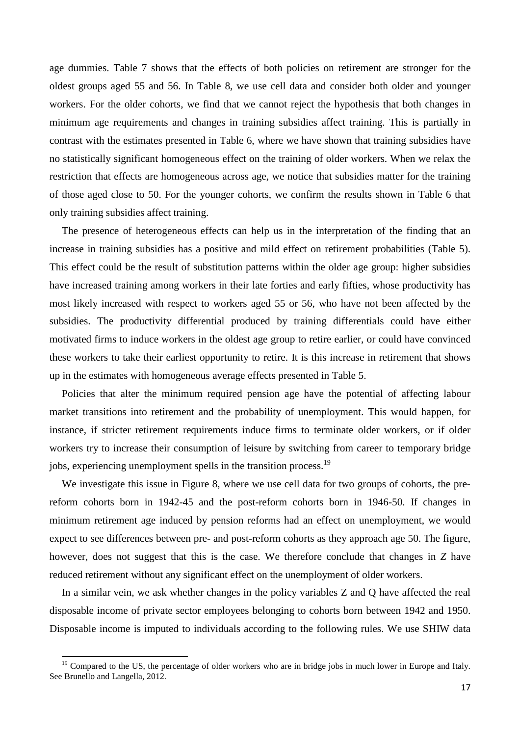age dummies. Table 7 shows that the effects of both policies on retirement are stronger for the oldest groups aged 55 and 56. In Table 8, we use cell data and consider both older and younger workers. For the older cohorts, we find that we cannot reject the hypothesis that both changes in minimum age requirements and changes in training subsidies affect training. This is partially in contrast with the estimates presented in Table 6, where we have shown that training subsidies have no statistically significant homogeneous effect on the training of older workers. When we relax the restriction that effects are homogeneous across age, we notice that subsidies matter for the training of those aged close to 50. For the younger cohorts, we confirm the results shown in Table 6 that only training subsidies affect training.

The presence of heterogeneous effects can help us in the interpretation of the finding that an increase in training subsidies has a positive and mild effect on retirement probabilities (Table 5). This effect could be the result of substitution patterns within the older age group: higher subsidies have increased training among workers in their late forties and early fifties, whose productivity has most likely increased with respect to workers aged 55 or 56, who have not been affected by the subsidies. The productivity differential produced by training differentials could have either motivated firms to induce workers in the oldest age group to retire earlier, or could have convinced these workers to take their earliest opportunity to retire. It is this increase in retirement that shows up in the estimates with homogeneous average effects presented in Table 5.

Policies that alter the minimum required pension age have the potential of affecting labour market transitions into retirement and the probability of unemployment. This would happen, for instance, if stricter retirement requirements induce firms to terminate older workers, or if older workers try to increase their consumption of leisure by switching from career to temporary bridge jobs, experiencing unemployment spells in the transition process.[19]

We investigate this issue in Figure 8, where we use cell data for two groups of cohorts, the pre-reform cohorts born in 1942-45 and the post-reform cohorts born in 1946-50. If changes in minimum retirement age induced by pension reforms had an effect on unemployment, we would expect to see differences between pre- and post-reform cohorts as they approach age 50. The figure, however, does not suggest that this is the case. We therefore conclude that changes in $Z$ have reduced retirement without any significant effect on the unemployment of older workers.

In a similar vein, we ask whether changes in the policy variables Z and Q have affected the real disposable income of private sector employees belonging to cohorts born between 1942 and 1950. Disposable income is imputed to individuals according to the following rules. We use SHIW data

---

[19] Compared to the US, the percentage of older workers who are in bridge jobs in much lower in Europe and Italy. See Brunello and Langella, 2012.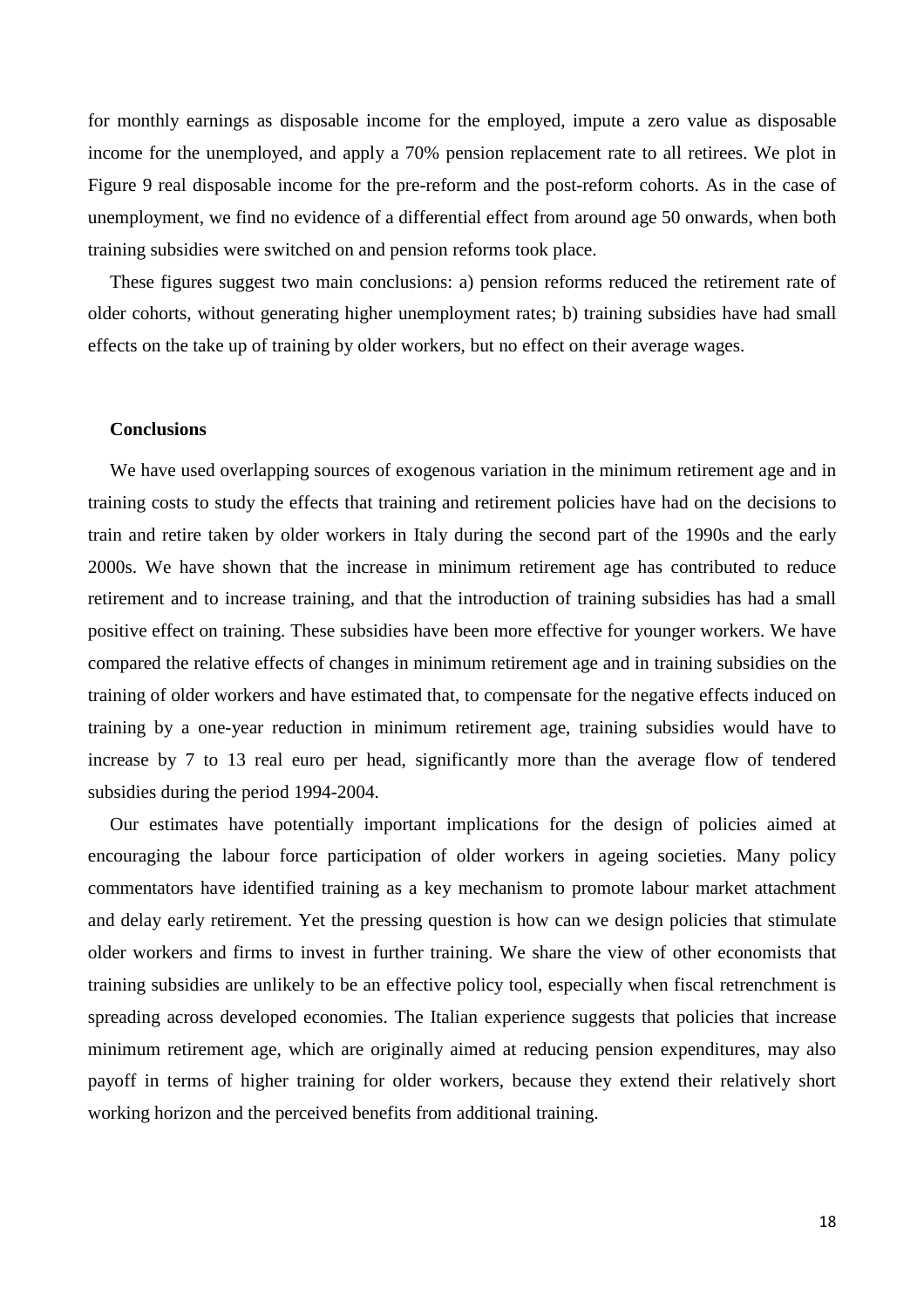for monthly earnings as disposable income for the employed, impute a zero value as disposable income for the unemployed, and apply a 70% pension replacement rate to all retirees. We plot in Figure 9 real disposable income for the pre-reform and the post-reform cohorts. As in the case of unemployment, we find no evidence of a differential effect from around age 50 onwards, when both training subsidies were switched on and pension reforms took place.

These figures suggest two main conclusions: a) pension reforms reduced the retirement rate of older cohorts, without generating higher unemployment rates; b) training subsidies have had small effects on the take up of training by older workers, but no effect on their average wages.

**Conclusions**

We have used overlapping sources of exogenous variation in the minimum retirement age and in training costs to study the effects that training and retirement policies have had on the decisions to train and retire taken by older workers in Italy during the second part of the 1990s and the early 2000s. We have shown that the increase in minimum retirement age has contributed to reduce retirement and to increase training, and that the introduction of training subsidies has had a small positive effect on training. These subsidies have been more effective for younger workers. We have compared the relative effects of changes in minimum retirement age and in training subsidies on the training of older workers and have estimated that, to compensate for the negative effects induced on training by a one-year reduction in minimum retirement age, training subsidies would have to increase by 7 to 13 real euro per head, significantly more than the average flow of tendered subsidies during the period 1994-2004.

Our estimates have potentially important implications for the design of policies aimed at encouraging the labour force participation of older workers in ageing societies. Many policy commentators have identified training as a key mechanism to promote labour market attachment and delay early retirement. Yet the pressing question is how can we design policies that stimulate older workers and firms to invest in further training. We share the view of other economists that training subsidies are unlikely to be an effective policy tool, especially when fiscal retrenchment is spreading across developed economies. The Italian experience suggests that policies that increase minimum retirement age, which are originally aimed at reducing pension expenditures, may also payoff in terms of higher training for older workers, because they extend their relatively short working horizon and the perceived benefits from additional training.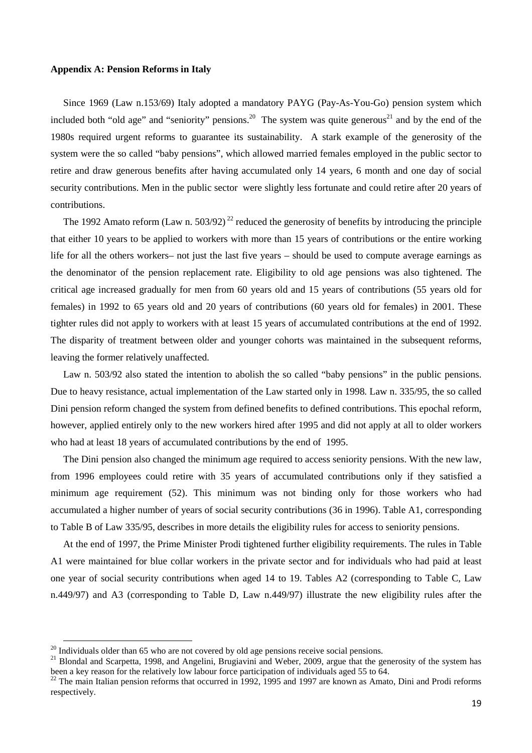**Appendix A: Pension Reforms in Italy**

Since 1969 (Law n.153/69) Italy adopted a mandatory PAYG (Pay-As-You-Go) pension system which included both "old age" and "seniority" pensions.[20] The system was quite generous[21] and by the end of the 1980s required urgent reforms to guarantee its sustainability. A stark example of the generosity of the system were the so called "baby pensions", which allowed married females employed in the public sector to retire and draw generous benefits after having accumulated only 14 years, 6 month and one day of social security contributions. Men in the public sector were slightly less fortunate and could retire after 20 years of contributions.

The 1992 Amato reform (Law n. 503/92)[22] reduced the generosity of benefits by introducing the principle that either 10 years to be applied to workers with more than 15 years of contributions or the entire working life for all the others workers– not just the last five years – should be used to compute average earnings as the denominator of the pension replacement rate. Eligibility to old age pensions was also tightened. The critical age increased gradually for men from 60 years old and 15 years of contributions (55 years old for females) in 1992 to 65 years old and 20 years of contributions (60 years old for females) in 2001. These tighter rules did not apply to workers with at least 15 years of accumulated contributions at the end of 1992. The disparity of treatment between older and younger cohorts was maintained in the subsequent reforms, leaving the former relatively unaffected.

Law n. 503/92 also stated the intention to abolish the so called "baby pensions" in the public pensions. Due to heavy resistance, actual implementation of the Law started only in 1998. Law n. 335/95, the so called Dini pension reform changed the system from defined benefits to defined contributions. This epochal reform, however, applied entirely only to the new workers hired after 1995 and did not apply at all to older workers who had at least 18 years of accumulated contributions by the end of 1995.

The Dini pension also changed the minimum age required to access seniority pensions. With the new law, from 1996 employees could retire with 35 years of accumulated contributions only if they satisfied a minimum age requirement (52). This minimum was not binding only for those workers who had accumulated a higher number of years of social security contributions (36 in 1996). Table A1, corresponding to Table B of Law 335/95, describes in more details the eligibility rules for access to seniority pensions.

At the end of 1997, the Prime Minister Prodi tightened further eligibility requirements. The rules in Table A1 were maintained for blue collar workers in the private sector and for individuals who had paid at least one year of social security contributions when aged 14 to 19. Tables A2 (corresponding to Table C, Law n.449/97) and A3 (corresponding to Table D, Law n.449/97) illustrate the new eligibility rules after the

[20] Individuals older than 65 who are not covered by old age pensions receive social pensions.

[21] Blondal and Scarpetta, 1998, and Angelini, Brugiavini and Weber, 2009, argue that the generosity of the system has been a key reason for the relatively low labour force participation of individuals aged 55 to 64.

[22] The main Italian pension reforms that occurred in 1992, 1995 and 1997 are known as Amato, Dini and Prodi reforms respectively.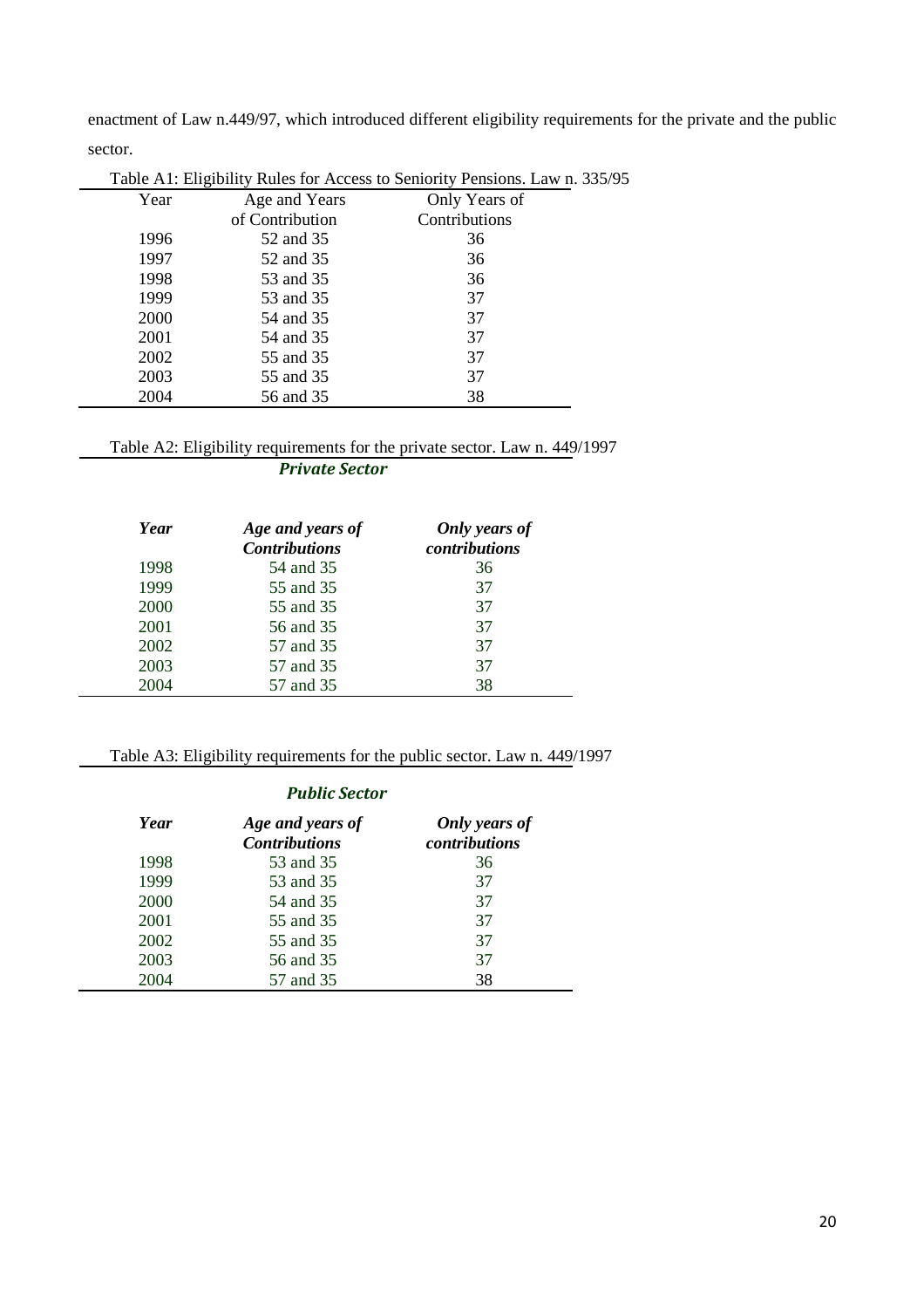enactment of Law n.449/97, which introduced different eligibility requirements for the private and the public sector.

Table A1: Eligibility Rules for Access to Seniority Pensions. Law n. 335/95

| Year | Age and Years of Contribution | Only Years of Contributions |
|---|---|---|
| 1996 | 52 and 35 | 36 |
| 1997 | 52 and 35 | 36 |
| 1998 | 53 and 35 | 36 |
| 1999 | 53 and 35 | 37 |
| 2000 | 54 and 35 | 37 |
| 2001 | 54 and 35 | 37 |
| 2002 | 55 and 35 | 37 |
| 2003 | 55 and 35 | 37 |
| 2004 | 56 and 35 | 38 |

Table A2: Eligibility requirements for the private sector. Law n. 449/1997

***Private Sector***

| *Year* | *Age and years of Contributions* | *Only years of contributions* |
|---|---|---|
| 1998 | 54 and 35 | 36 |
| 1999 | 55 and 35 | 37 |
| 2000 | 55 and 35 | 37 |
| 2001 | 56 and 35 | 37 |
| 2002 | 57 and 35 | 37 |
| 2003 | 57 and 35 | 37 |
| 2004 | 57 and 35 | 38 |

Table A3: Eligibility requirements for the public sector. Law n. 449/1997

***Public Sector***

| *Year* | *Age and years of Contributions* | *Only years of contributions* |
|---|---|---|
| 1998 | 53 and 35 | 36 |
| 1999 | 53 and 35 | 37 |
| 2000 | 54 and 35 | 37 |
| 2001 | 55 and 35 | 37 |
| 2002 | 55 and 35 | 37 |
| 2003 | 56 and 35 | 37 |
| 2004 | 57 and 35 | 38 |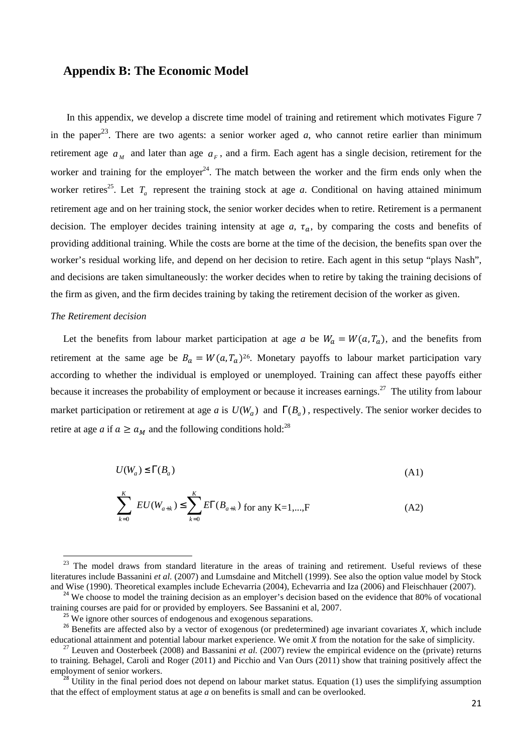## Appendix B: The Economic Model

In this appendix, we develop a discrete time model of training and retirement which motivates Figure 7 in the paper[23]. There are two agents: a senior worker aged *a*, who cannot retire earlier than minimum retirement age $a_M$ and later than age $a_F$, and a firm. Each agent has a single decision, retirement for the worker and training for the employer[24]. The match between the worker and the firm ends only when the worker retires[25]. Let $T_a$ represent the training stock at age *a*. Conditional on having attained minimum retirement age and on her training stock, the senior worker decides when to retire. Retirement is a permanent decision. The employer decides training intensity at age *a*, $\tau_a$, by comparing the costs and benefits of providing additional training. While the costs are borne at the time of the decision, the benefits span over the worker's residual working life, and depend on her decision to retire. Each agent in this setup "plays Nash", and decisions are taken simultaneously: the worker decides when to retire by taking the training decisions of the firm as given, and the firm decides training by taking the retirement decision of the worker as given.

*The Retirement decision*

Let the benefits from labour market participation at age *a* be $W_a = W(a, T_a)$, and the benefits from retirement at the same age be $B_a = W(a, T_a)$[26]. Monetary payoffs to labour market participation vary according to whether the individual is employed or unemployed. Training can affect these payoffs either because it increases the probability of employment or because it increases earnings.[27] The utility from labour market participation or retirement at age *a* is $U(W_a)$ and $\Gamma(B_a)$, respectively. The senior worker decides to retire at age *a* if $a \geq a_M$ and the following conditions hold:[28]

$$U(W_a) \leq \Gamma(B_a) \tag{A1}$$

$$\sum_{k=0}^{K} EU(W_{a+k}) \leq \sum_{k=0}^{K} E\Gamma(B_{a+k}) \text{ for any K=1,...,F} \tag{A2}$$

---

[23] The model draws from standard literature in the areas of training and retirement. Useful reviews of these literatures include Bassanini *et al.* (2007) and Lumsdaine and Mitchell (1999). See also the option value model by Stock and Wise (1990). Theoretical examples include Echevarria (2004), Echevarria and Iza (2006) and Fleischhauer (2007).

[24] We choose to model the training decision as an employer's decision based on the evidence that 80% of vocational training courses are paid for or provided by employers. See Bassanini et al, 2007.

[25] We ignore other sources of endogenous and exogenous separations.

[26] Benefits are affected also by a vector of exogenous (or predetermined) age invariant covariates *X*, which include educational attainment and potential labour market experience. We omit *X* from the notation for the sake of simplicity.

[27] Leuven and Oosterbeek (2008) and Bassanini *et al.* (2007) review the empirical evidence on the (private) returns to training. Behagel, Caroli and Roger (2011) and Picchio and Van Ours (2011) show that training positively affect the employment of senior workers.

[28] Utility in the final period does not depend on labour market status. Equation (1) uses the simplifying assumption that the effect of employment status at age *a* on benefits is small and can be overlooked.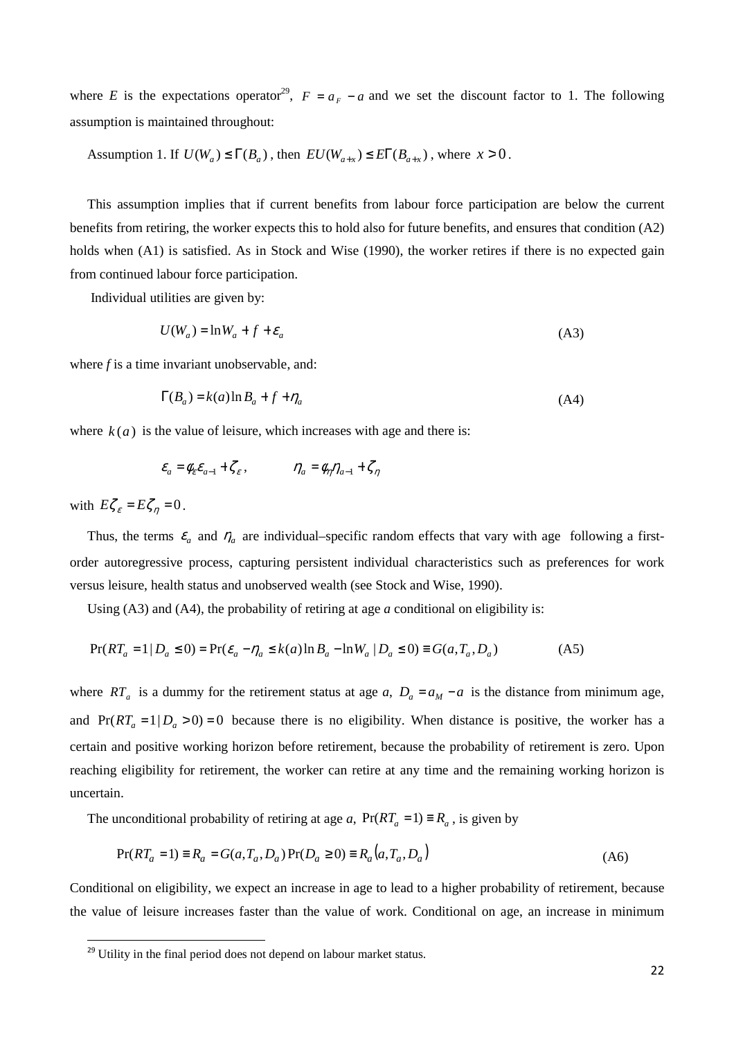where $E$ is the expectations operator[29], $F = a_F - a$ and we set the discount factor to 1. The following assumption is maintained throughout:

Assumption 1. If $U(W_a) \leq \Gamma(B_a)$, then $EU(W_{a+x}) \leq E\Gamma(B_{a+x})$, where $x > 0$.

This assumption implies that if current benefits from labour force participation are below the current benefits from retiring, the worker expects this to hold also for future benefits, and ensures that condition (A2) holds when (A1) is satisfied. As in Stock and Wise (1990), the worker retires if there is no expected gain from continued labour force participation.

Individual utilities are given by:

$$U(W_a) = \ln W_a + f + \varepsilon_a \tag{A3}$$

where $f$ is a time invariant unobservable, and:

$$\Gamma(B_a) = k(a)\ln B_a + f + \eta_a \tag{A4}$$

where $k(a)$ is the value of leisure, which increases with age and there is:

$$\varepsilon_a = \phi_\varepsilon \varepsilon_{a-1} + \zeta_\varepsilon, \qquad \eta_a = \phi_\eta \eta_{a-1} + \zeta_\eta$$

with $E\zeta_\varepsilon = E\zeta_\eta = 0$.

Thus, the terms $\varepsilon_a$ and $\eta_a$ are individual–specific random effects that vary with age following a first-order autoregressive process, capturing persistent individual characteristics such as preferences for work versus leisure, health status and unobserved wealth (see Stock and Wise, 1990).

Using (A3) and (A4), the probability of retiring at age $a$ conditional on eligibility is:

$$\Pr(RT_a = 1 \mid D_a \leq 0) = \Pr(\varepsilon_a - \eta_a \leq k(a)\ln B_a - \ln W_a \mid D_a \leq 0) \equiv G(a, T_a, D_a) \tag{A5}$$

where $RT_a$ is a dummy for the retirement status at age $a$, $D_a = a_M - a$ is the distance from minimum age, and $\Pr(RT_a = 1 \mid D_a > 0) = 0$ because there is no eligibility. When distance is positive, the worker has a certain and positive working horizon before retirement, because the probability of retirement is zero. Upon reaching eligibility for retirement, the worker can retire at any time and the remaining working horizon is uncertain.

The unconditional probability of retiring at age $a$, $\Pr(RT_a = 1) \equiv R_a$, is given by

$$\Pr(RT_a = 1) \equiv R_a = G(a, T_a, D_a)\Pr(D_a \geq 0) \equiv R_a(a, T_a, D_a) \tag{A6}$$

Conditional on eligibility, we expect an increase in age to lead to a higher probability of retirement, because the value of leisure increases faster than the value of work. Conditional on age, an increase in minimum

[29] Utility in the final period does not depend on labour market status.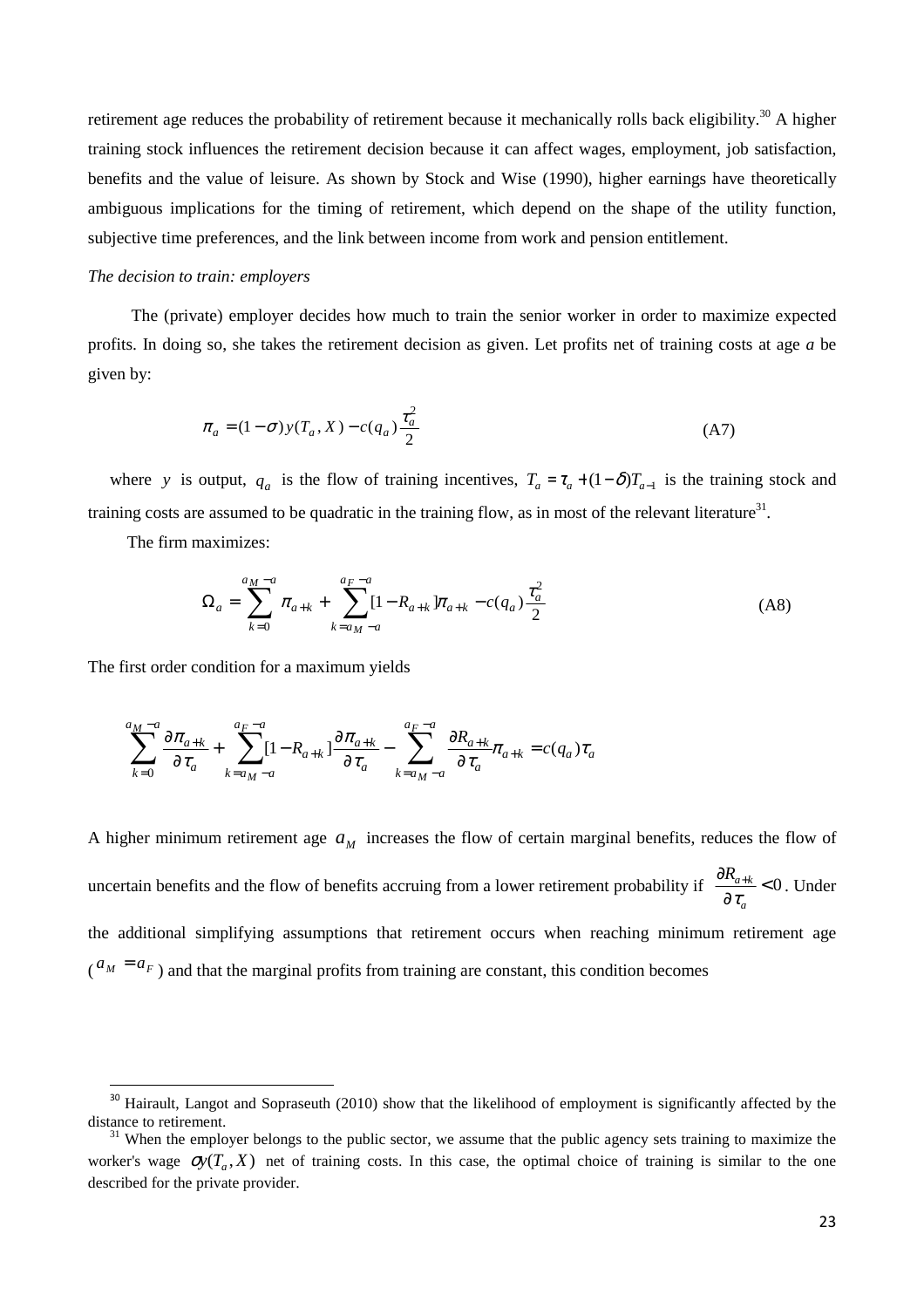retirement age reduces the probability of retirement because it mechanically rolls back eligibility.[30] A higher training stock influences the retirement decision because it can affect wages, employment, job satisfaction, benefits and the value of leisure. As shown by Stock and Wise (1990), higher earnings have theoretically ambiguous implications for the timing of retirement, which depend on the shape of the utility function, subjective time preferences, and the link between income from work and pension entitlement.

*The decision to train: employers*

The (private) employer decides how much to train the senior worker in order to maximize expected profits. In doing so, she takes the retirement decision as given. Let profits net of training costs at age *a* be given by:

$$\pi_a = (1-\sigma)\, y(T_a, X) - c(q_a)\frac{\tau_a^2}{2} \tag{A7}$$

where $y$ is output, $q_a$ is the flow of training incentives, $T_a = \tau_a + (1-\delta)T_{a-1}$ is the training stock and training costs are assumed to be quadratic in the training flow, as in most of the relevant literature[31].

The firm maximizes:

$$\Omega_a = \sum_{k=0}^{a_M - a} \pi_{a+k} + \sum_{k=a_M - a}^{a_F - a} [1 - R_{a+k}]\pi_{a+k} - c(q_a)\frac{\tau_a^2}{2} \tag{A8}$$

The first order condition for a maximum yields

$$\sum_{k=0}^{a_M - a} \frac{\partial \pi_{a+k}}{\partial \tau_a} + \sum_{k=a_M - a}^{a_F - a} [1 - R_{a+k}]\frac{\partial \pi_{a+k}}{\partial \tau_a} - \sum_{k=a_M - a}^{a_F - a} \frac{\partial R_{a+k}}{\partial \tau_a}\pi_{a+k} = c(q_a)\tau_a$$

A higher minimum retirement age $a_M$ increases the flow of certain marginal benefits, reduces the flow of uncertain benefits and the flow of benefits accruing from a lower retirement probability if $\frac{\partial R_{a+k}}{\partial \tau_a} < 0$. Under the additional simplifying assumptions that retirement occurs when reaching minimum retirement age ($a_M = a_F$) and that the marginal profits from training are constant, this condition becomes

[30] Hairault, Langot and Sopraseuth (2010) show that the likelihood of employment is significantly affected by the distance to retirement.

[31] When the employer belongs to the public sector, we assume that the public agency sets training to maximize the worker's wage $\sigma y(T_a, X)$ net of training costs. In this case, the optimal choice of training is similar to the one described for the private provider.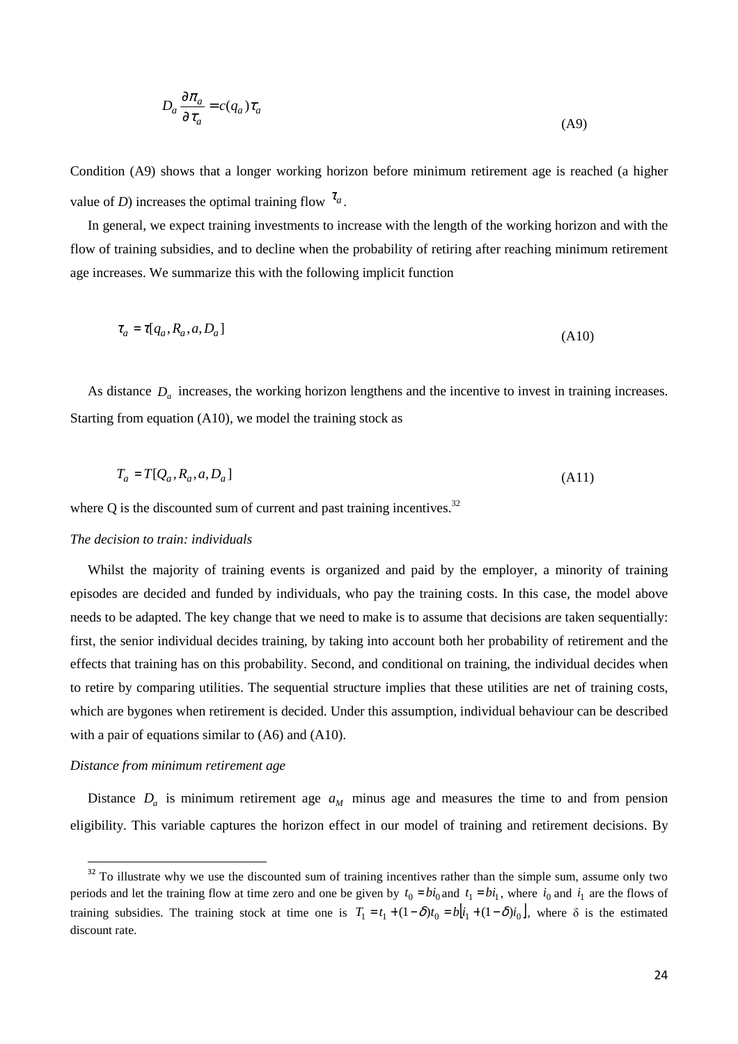$$D_a \frac{\partial \pi_a}{\partial \tau_a} = c(q_a)\tau_a \tag{A9}$$

Condition (A9) shows that a longer working horizon before minimum retirement age is reached (a higher value of *D*) increases the optimal training flow $\tau_a$.

In general, we expect training investments to increase with the length of the working horizon and with the flow of training subsidies, and to decline when the probability of retiring after reaching minimum retirement age increases. We summarize this with the following implicit function

$$\tau_a = \tau[q_a, R_a, a, D_a] \tag{A10}$$

As distance $D_a$ increases, the working horizon lengthens and the incentive to invest in training increases. Starting from equation (A10), we model the training stock as

$$T_a = T[Q_a, R_a, a, D_a] \tag{A11}$$

where Q is the discounted sum of current and past training incentives.[32]

*The decision to train: individuals*

Whilst the majority of training events is organized and paid by the employer, a minority of training episodes are decided and funded by individuals, who pay the training costs. In this case, the model above needs to be adapted. The key change that we need to make is to assume that decisions are taken sequentially: first, the senior individual decides training, by taking into account both her probability of retirement and the effects that training has on this probability. Second, and conditional on training, the individual decides when to retire by comparing utilities. The sequential structure implies that these utilities are net of training costs, which are bygones when retirement is decided. Under this assumption, individual behaviour can be described with a pair of equations similar to (A6) and (A10).

*Distance from minimum retirement age*

Distance $D_a$ is minimum retirement age $a_M$ minus age and measures the time to and from pension eligibility. This variable captures the horizon effect in our model of training and retirement decisions. By

[32] To illustrate why we use the discounted sum of training incentives rather than the simple sum, assume only two periods and let the training flow at time zero and one be given by $t_0 = bi_0$ and $t_1 = bi_1$, where $i_0$ and $i_1$ are the flows of training subsidies. The training stock at time one is $T_1 = t_1 + (1-\delta)t_0 = b[i_1 + (1-\delta)i_0]$, where $\delta$ is the estimated discount rate.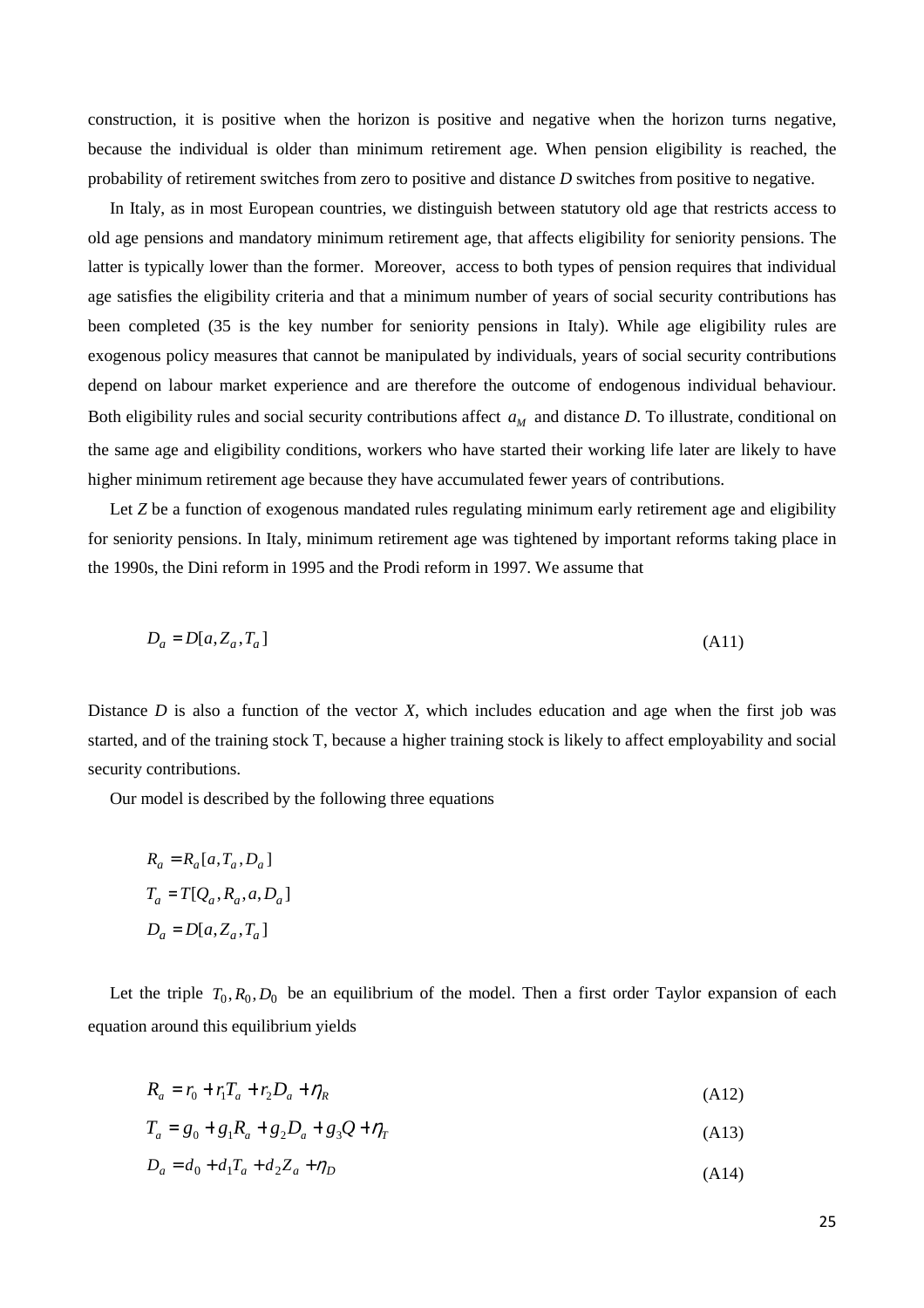construction, it is positive when the horizon is positive and negative when the horizon turns negative, because the individual is older than minimum retirement age. When pension eligibility is reached, the probability of retirement switches from zero to positive and distance *D* switches from positive to negative.

In Italy, as in most European countries, we distinguish between statutory old age that restricts access to old age pensions and mandatory minimum retirement age, that affects eligibility for seniority pensions. The latter is typically lower than the former. Moreover, access to both types of pension requires that individual age satisfies the eligibility criteria and that a minimum number of years of social security contributions has been completed (35 is the key number for seniority pensions in Italy). While age eligibility rules are exogenous policy measures that cannot be manipulated by individuals, years of social security contributions depend on labour market experience and are therefore the outcome of endogenous individual behaviour. Both eligibility rules and social security contributions affect $a_M$ and distance *D*. To illustrate, conditional on the same age and eligibility conditions, workers who have started their working life later are likely to have higher minimum retirement age because they have accumulated fewer years of contributions.

Let *Z* be a function of exogenous mandated rules regulating minimum early retirement age and eligibility for seniority pensions. In Italy, minimum retirement age was tightened by important reforms taking place in the 1990s, the Dini reform in 1995 and the Prodi reform in 1997. We assume that

$$D_a = D[a, Z_a, T_a] \tag{A11}$$

Distance *D* is also a function of the vector *X*, which includes education and age when the first job was started, and of the training stock T, because a higher training stock is likely to affect employability and social security contributions.

Our model is described by the following three equations

$$R_a = R_a[a, T_a, D_a]$$
$$T_a = T[Q_a, R_a, a, D_a]$$
$$D_a = D[a, Z_a, T_a]$$

Let the triple $T_0, R_0, D_0$ be an equilibrium of the model. Then a first order Taylor expansion of each equation around this equilibrium yields

$$R_a = r_0 + r_1 T_a + r_2 D_a + \eta_R \tag{A12}$$

$$T_a = g_0 + g_1 R_a + g_2 D_a + g_3 Q + \eta_T \tag{A13}$$

$$D_a = d_0 + d_1 T_a + d_2 Z_a + \eta_D \tag{A14}$$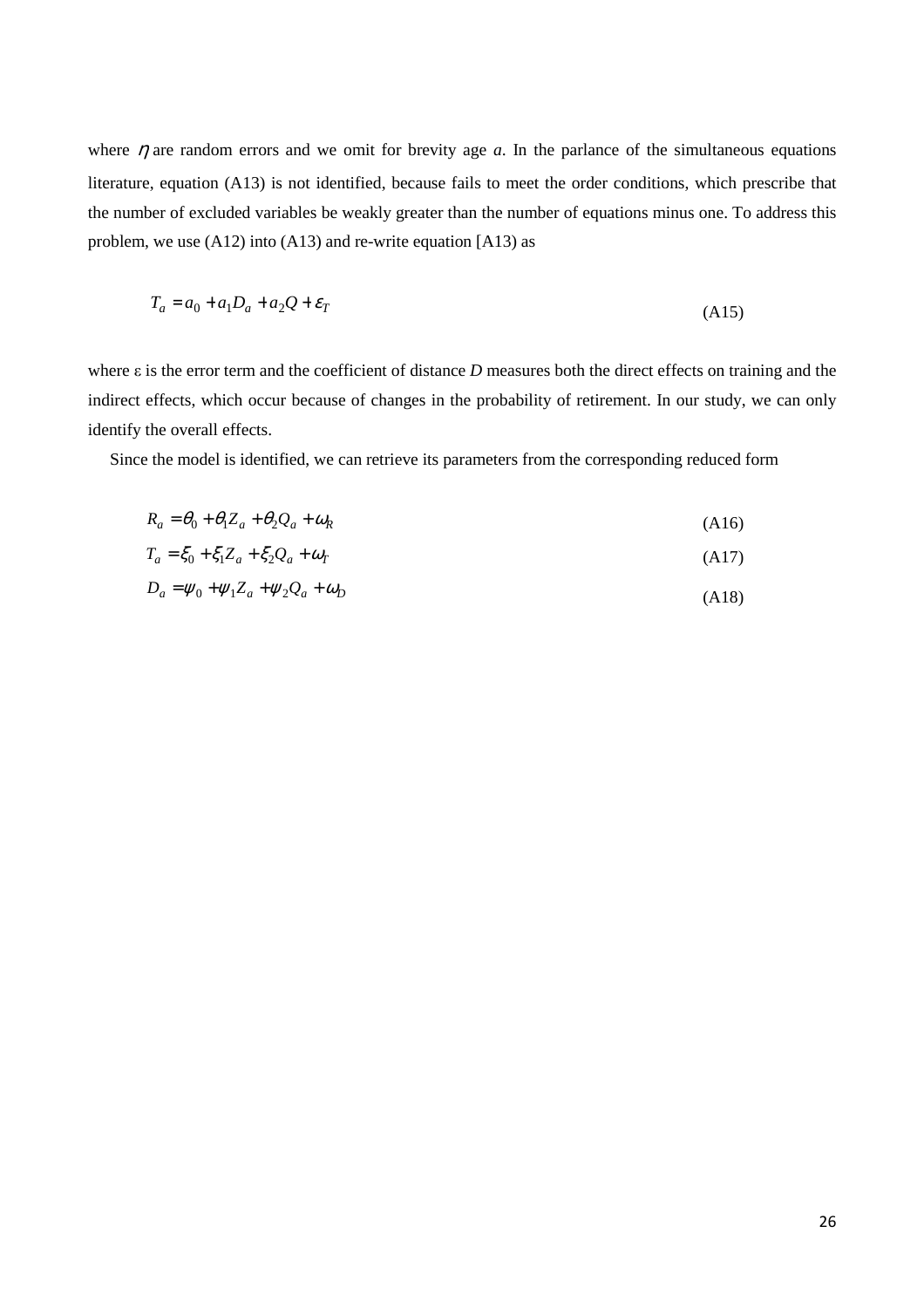where $\eta$ are random errors and we omit for brevity age *a*. In the parlance of the simultaneous equations literature, equation (A13) is not identified, because fails to meet the order conditions, which prescribe that the number of excluded variables be weakly greater than the number of equations minus one. To address this problem, we use (A12) into (A13) and re-write equation [A13) as

$$T_a = a_0 + a_1 D_a + a_2 Q + \varepsilon_T \tag{A15}$$

where ε is the error term and the coefficient of distance *D* measures both the direct effects on training and the indirect effects, which occur because of changes in the probability of retirement. In our study, we can only identify the overall effects.

Since the model is identified, we can retrieve its parameters from the corresponding reduced form

$$R_a = \theta_0 + \theta_1 Z_a + \theta_2 Q_a + \omega_R \tag{A16}$$

$$T_a = \xi_0 + \xi_1 Z_a + \xi_2 Q_a + \omega_T \tag{A17}$$

$$D_a = \psi_0 + \psi_1 Z_a + \psi_2 Q_a + \omega_D \tag{A18}$$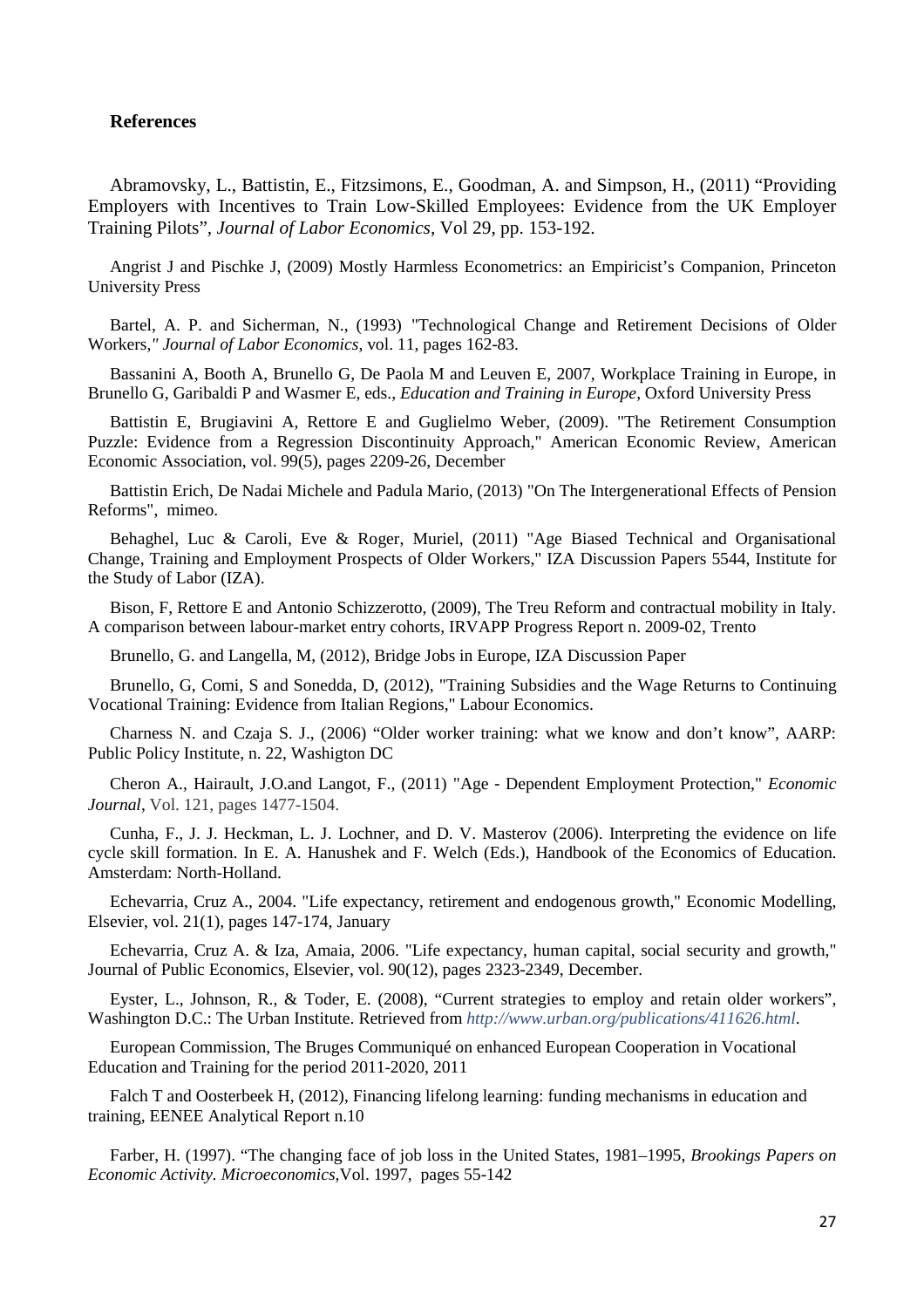## References

Abramovsky, L., Battistin, E., Fitzsimons, E., Goodman, A. and Simpson, H., (2011) "Providing Employers with Incentives to Train Low-Skilled Employees: Evidence from the UK Employer Training Pilots", *Journal of Labor Economics*, Vol 29, pp. 153-192.

Angrist J and Pischke J, (2009) Mostly Harmless Econometrics: an Empiricist's Companion, Princeton University Press

Bartel, A. P. and Sicherman, N., (1993) "Technological Change and Retirement Decisions of Older Workers," *Journal of Labor Economics*, vol. 11, pages 162-83.

Bassanini A, Booth A, Brunello G, De Paola M and Leuven E, 2007, Workplace Training in Europe, in Brunello G, Garibaldi P and Wasmer E, eds., *Education and Training in Europe*, Oxford University Press

Battistin E, Brugiavini A, Rettore E and Guglielmo Weber, (2009). "The Retirement Consumption Puzzle: Evidence from a Regression Discontinuity Approach," American Economic Review, American Economic Association, vol. 99(5), pages 2209-26, December

Battistin Erich, De Nadai Michele and Padula Mario, (2013) "On The Intergenerational Effects of Pension Reforms", mimeo.

Behaghel, Luc & Caroli, Eve & Roger, Muriel, (2011) "Age Biased Technical and Organisational Change, Training and Employment Prospects of Older Workers," IZA Discussion Papers 5544, Institute for the Study of Labor (IZA).

Bison, F, Rettore E and Antonio Schizzerotto, (2009), The Treu Reform and contractual mobility in Italy. A comparison between labour-market entry cohorts, IRVAPP Progress Report n. 2009-02, Trento

Brunello, G. and Langella, M, (2012), Bridge Jobs in Europe, IZA Discussion Paper

Brunello, G, Comi, S and Sonedda, D, (2012), "Training Subsidies and the Wage Returns to Continuing Vocational Training: Evidence from Italian Regions," Labour Economics.

Charness N. and Czaja S. J., (2006) "Older worker training: what we know and don't know", AARP: Public Policy Institute, n. 22, Washigton DC

Cheron A., Hairault, J.O.and Langot, F., (2011) "Age - Dependent Employment Protection," *Economic Journal*, Vol. 121, pages 1477-1504.

Cunha, F., J. J. Heckman, L. J. Lochner, and D. V. Masterov (2006). Interpreting the evidence on life cycle skill formation. In E. A. Hanushek and F. Welch (Eds.), Handbook of the Economics of Education. Amsterdam: North-Holland.

Echevarria, Cruz A., 2004. "Life expectancy, retirement and endogenous growth," Economic Modelling, Elsevier, vol. 21(1), pages 147-174, January

Echevarria, Cruz A. & Iza, Amaia, 2006. "Life expectancy, human capital, social security and growth," Journal of Public Economics, Elsevier, vol. 90(12), pages 2323-2349, December.

Eyster, L., Johnson, R., & Toder, E. (2008), "Current strategies to employ and retain older workers", Washington D.C.: The Urban Institute. Retrieved from *http://www.urban.org/publications/411626.html*.

European Commission, The Bruges Communiqué on enhanced European Cooperation in Vocational Education and Training for the period 2011-2020, 2011

Falch T and Oosterbeek H, (2012), Financing lifelong learning: funding mechanisms in education and training, EENEE Analytical Report n.10

Farber, H. (1997). "The changing face of job loss in the United States, 1981–1995, *Brookings Papers on Economic Activity. Microeconomics,*Vol. 1997, pages 55-142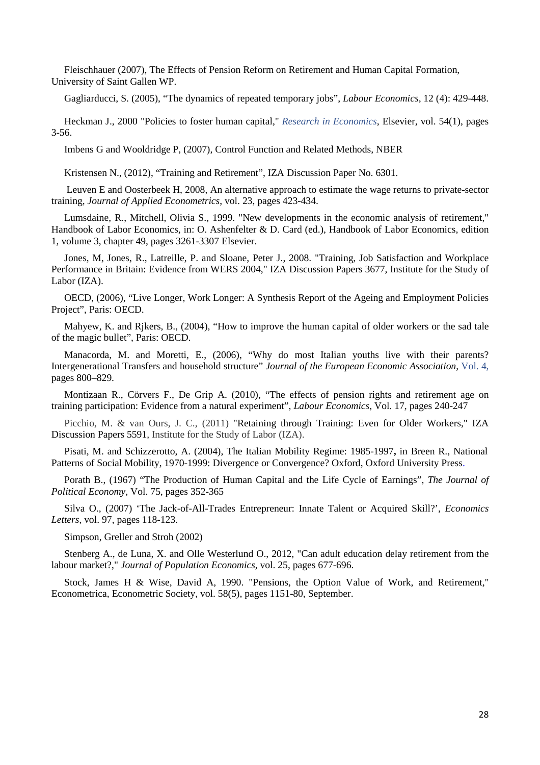Fleischhauer (2007), The Effects of Pension Reform on Retirement and Human Capital Formation, University of Saint Gallen WP.

Gagliarducci, S. (2005), "The dynamics of repeated temporary jobs", *Labour Economics*, 12 (4): 429-448.

Heckman J., 2000 "Policies to foster human capital," *Research in Economics*, Elsevier, vol. 54(1), pages 3-56.

Imbens G and Wooldridge P, (2007), Control Function and Related Methods, NBER

Kristensen N., (2012), "Training and Retirement", IZA Discussion Paper No. 6301.

Leuven E and Oosterbeek H, 2008, An alternative approach to estimate the wage returns to private-sector training, *Journal of Applied Econometrics*, vol. 23, pages 423-434.

Lumsdaine, R., Mitchell, Olivia S., 1999. "New developments in the economic analysis of retirement," Handbook of Labor Economics, in: O. Ashenfelter & D. Card (ed.), Handbook of Labor Economics, edition 1, volume 3, chapter 49, pages 3261-3307 Elsevier.

Jones, M, Jones, R., Latreille, P. and Sloane, Peter J., 2008. "Training, Job Satisfaction and Workplace Performance in Britain: Evidence from WERS 2004," IZA Discussion Papers 3677, Institute for the Study of Labor (IZA).

OECD, (2006), "Live Longer, Work Longer: A Synthesis Report of the Ageing and Employment Policies Project", Paris: OECD.

Mahyew, K. and Rjkers, B., (2004), "How to improve the human capital of older workers or the sad tale of the magic bullet", Paris: OECD.

Manacorda, M. and Moretti, E., (2006), "Why do most Italian youths live with their parents? Intergenerational Transfers and household structure" *Journal of the European Economic Association*, Vol. 4, pages 800–829.

Montizaan R., Cörvers F., De Grip A. (2010), "The effects of pension rights and retirement age on training participation: Evidence from a natural experiment", *Labour Economics*, Vol. 17, pages 240-247

Picchio, M. & van Ours, J. C., (2011) "Retaining through Training: Even for Older Workers," IZA Discussion Papers 5591, Institute for the Study of Labor (IZA).

Pisati, M. and Schizzerotto, A. (2004), The Italian Mobility Regime: 1985-1997**,** in Breen R., National Patterns of Social Mobility, 1970-1999: Divergence or Convergence? Oxford, Oxford University Press.

Porath B., (1967) "The Production of Human Capital and the Life Cycle of Earnings", *The Journal of Political Economy*, Vol. 75, pages 352-365

Silva O., (2007) 'The Jack-of-All-Trades Entrepreneur: Innate Talent or Acquired Skill?', *Economics Letters*, vol. 97, pages 118-123.

Simpson, Greller and Stroh (2002)

Stenberg A., de Luna, X. and Olle Westerlund O., 2012, "Can adult education delay retirement from the labour market?," *Journal of Population Economics*, vol. 25, pages 677-696.

Stock, James H & Wise, David A, 1990. "Pensions, the Option Value of Work, and Retirement," Econometrica, Econometric Society, vol. 58(5), pages 1151-80, September.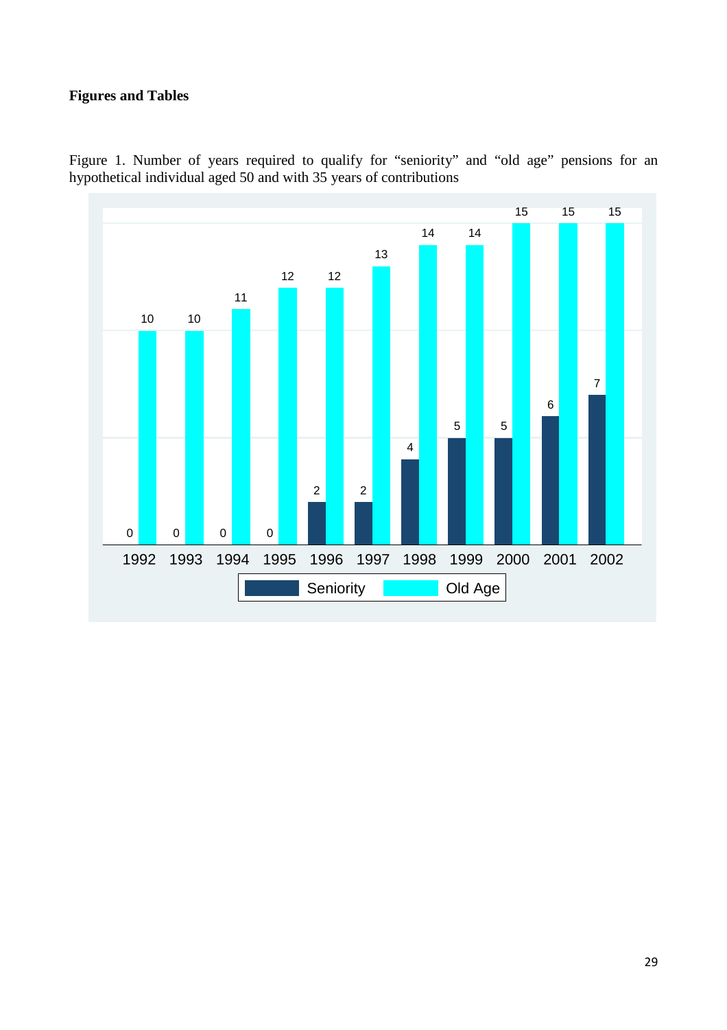**Figures and Tables**

Figure 1. Number of years required to qualify for "seniority" and "old age" pensions for an hypothetical individual aged 50 and with 35 years of contributions

| Year | Seniority | Old Age |
|---|---|---|
| 1992 | 0 | 10 |
| 1993 | 0 | 10 |
| 1994 | 0 | 11 |
| 1995 | 0 | 12 |
| 1996 | 2 | 12 |
| 1997 | 2 | 13 |
| 1998 | 4 | 14 |
| 1999 | 5 | 14 |
| 2000 | 5 | 15 |
| 2001 | 6 | 15 |
| 2002 | 7 | 15 |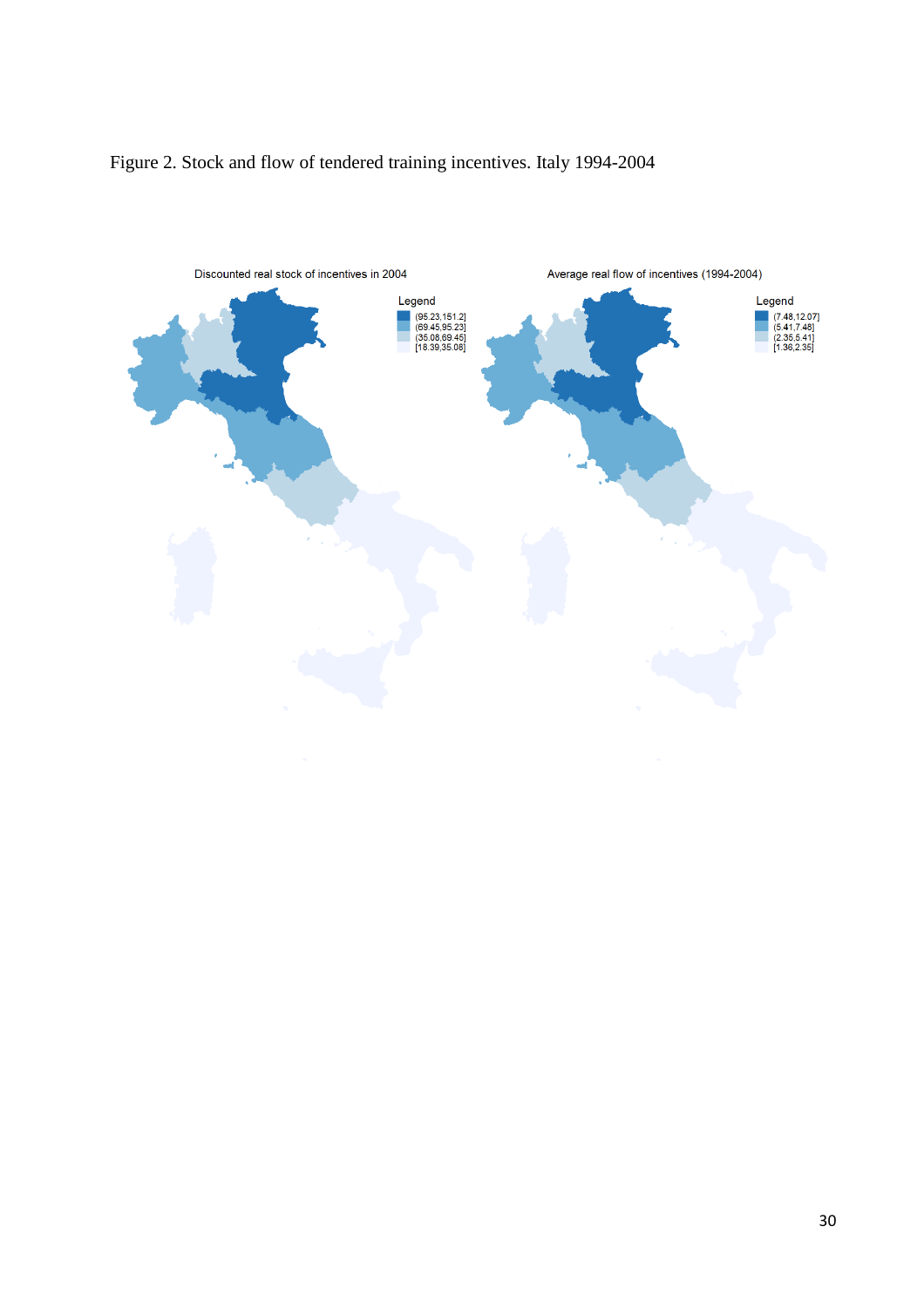Figure 2. Stock and flow of tendered training incentives. Italy 1994-2004

Discounted real stock of incentives in 2004

Legend
(95.23,151.2]
(69.45,95.23]
(35.08,69.45]
[18.39,35.08]

Average real flow of incentives (1994-2004)

Legend
(7.48,12.07]
(5.41,7.48]
(2.35,5.41]
[1.36,2.35]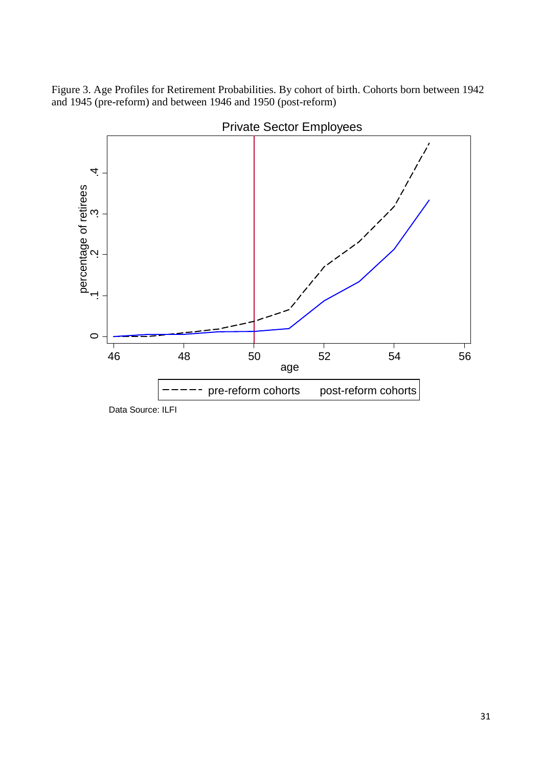Figure 3. Age Profiles for Retirement Probabilities. By cohort of birth. Cohorts born between 1942 and 1945 (pre-reform) and between 1946 and 1950 (post-reform)

Private Sector Employees

Data Source: ILFI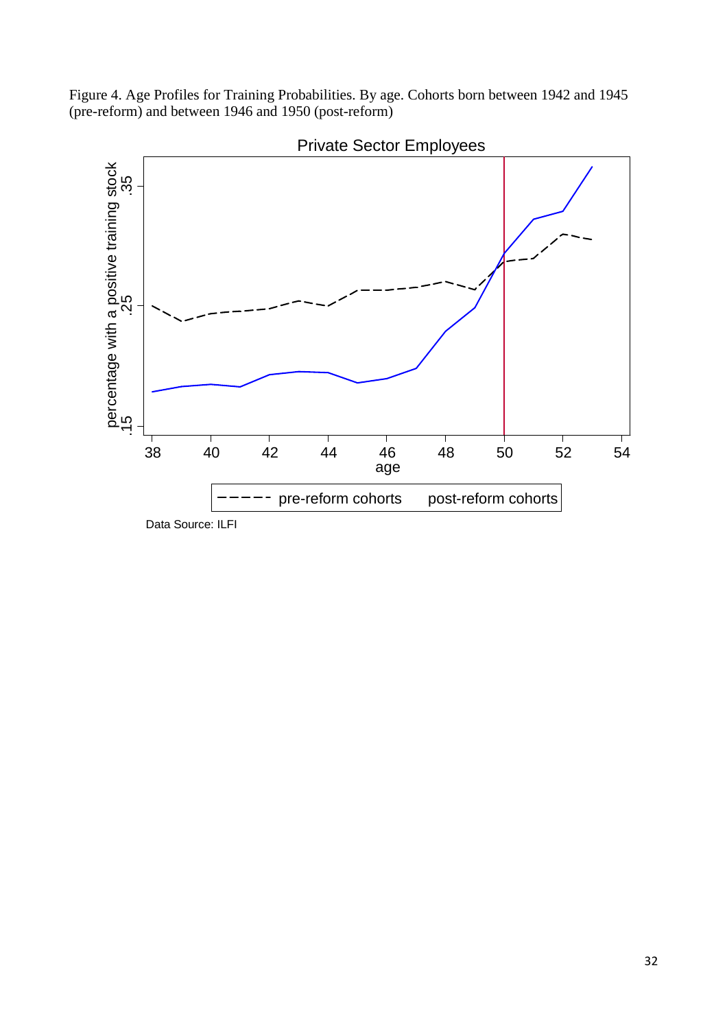Figure 4. Age Profiles for Training Probabilities. By age. Cohorts born between 1942 and 1945 (pre-reform) and between 1946 and 1950 (post-reform)

Private Sector Employees

percentage with a positive training stock

.15 .25 .35

38 40 42 44 46 48 50 52 54

age

pre-reform cohorts post-reform cohorts

Data Source: ILFI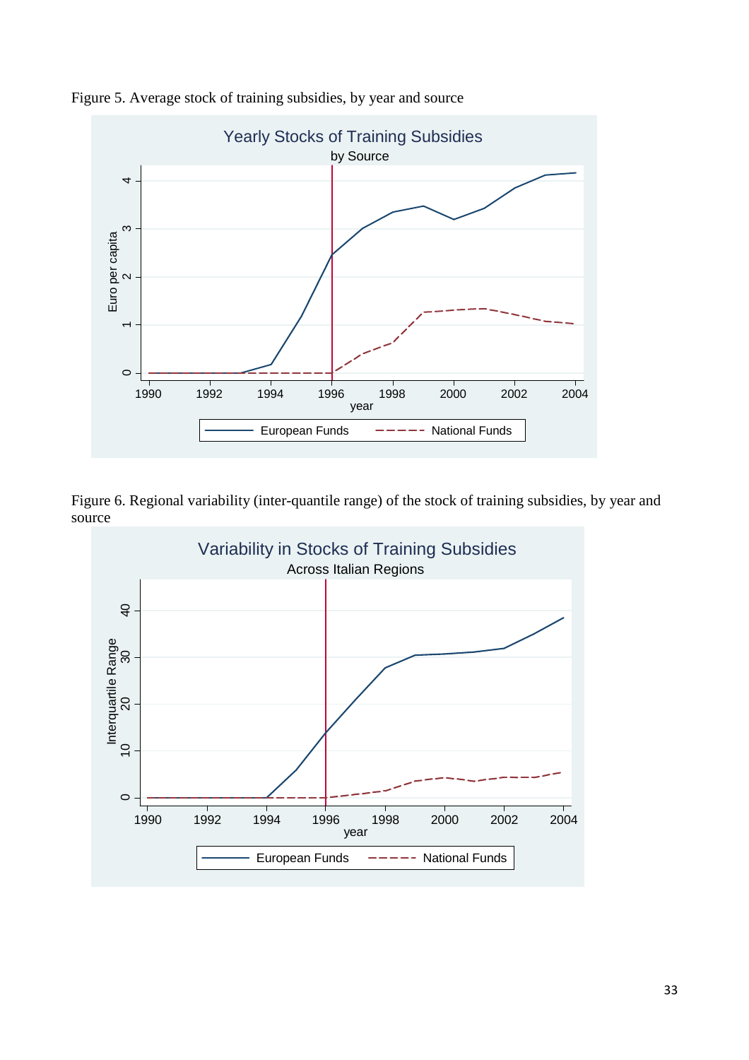Figure 5. Average stock of training subsidies, by year and source

Figure 6. Regional variability (inter-quantile range) of the stock of training subsidies, by year and source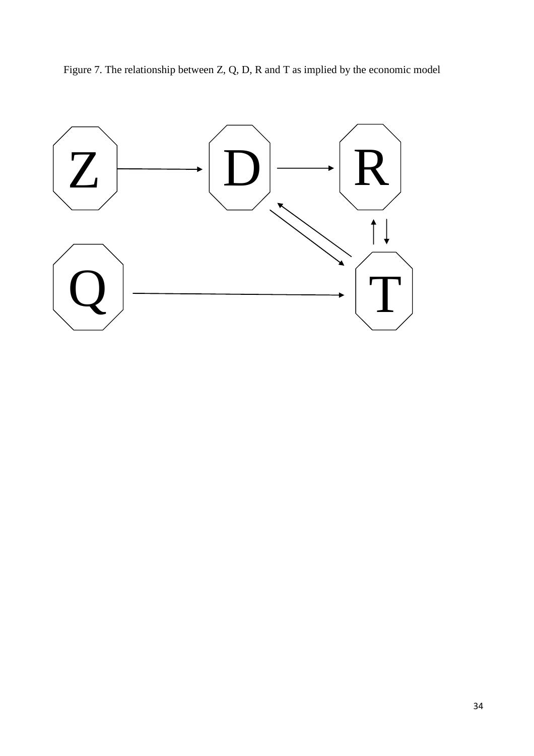Figure 7. The relationship between Z, Q, D, R and T as implied by the economic model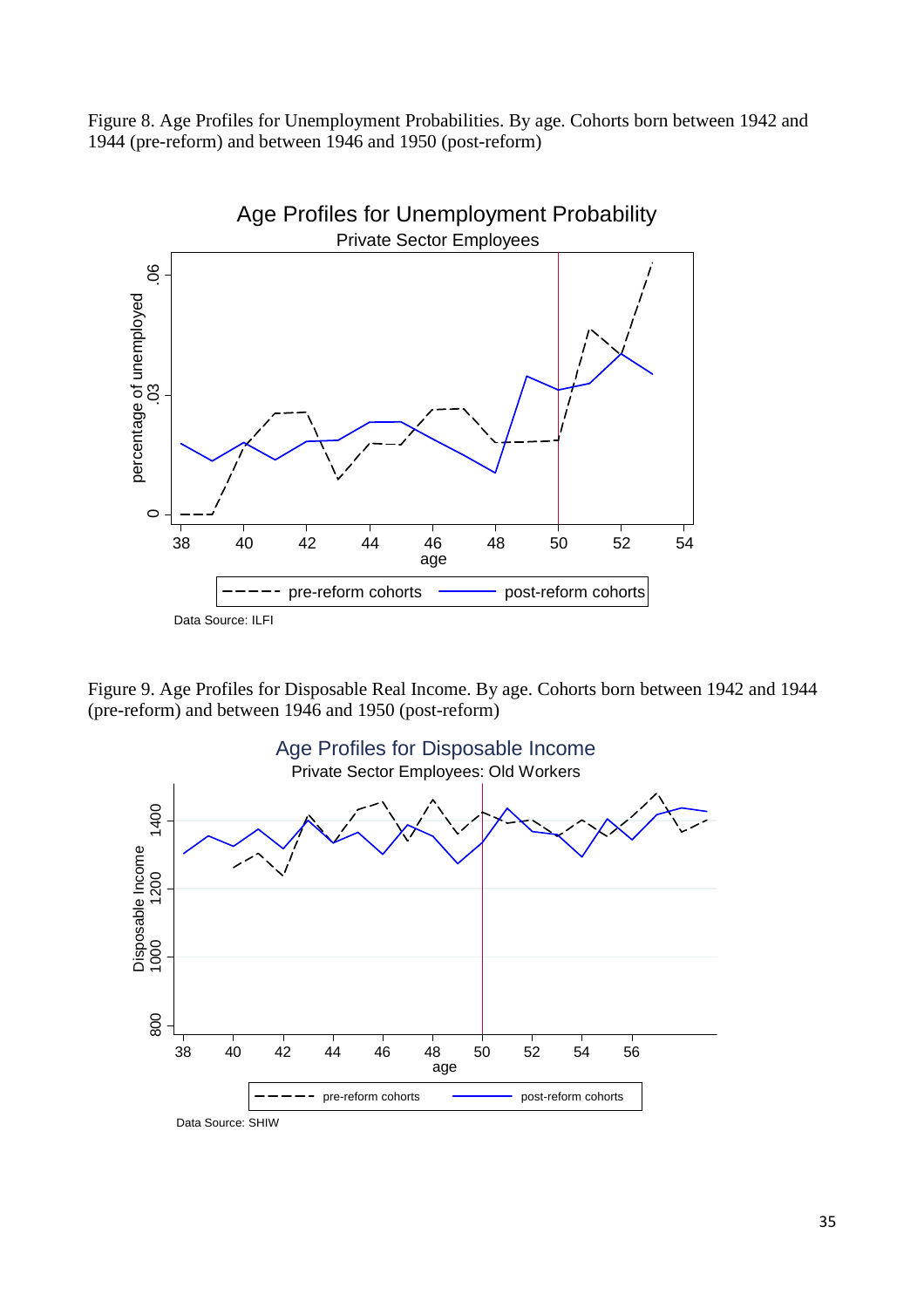Figure 8. Age Profiles for Unemployment Probabilities. By age. Cohorts born between 1942 and 1944 (pre-reform) and between 1946 and 1950 (post-reform)

Figure 9. Age Profiles for Disposable Real Income. By age. Cohorts born between 1942 and 1944 (pre-reform) and between 1946 and 1950 (post-reform)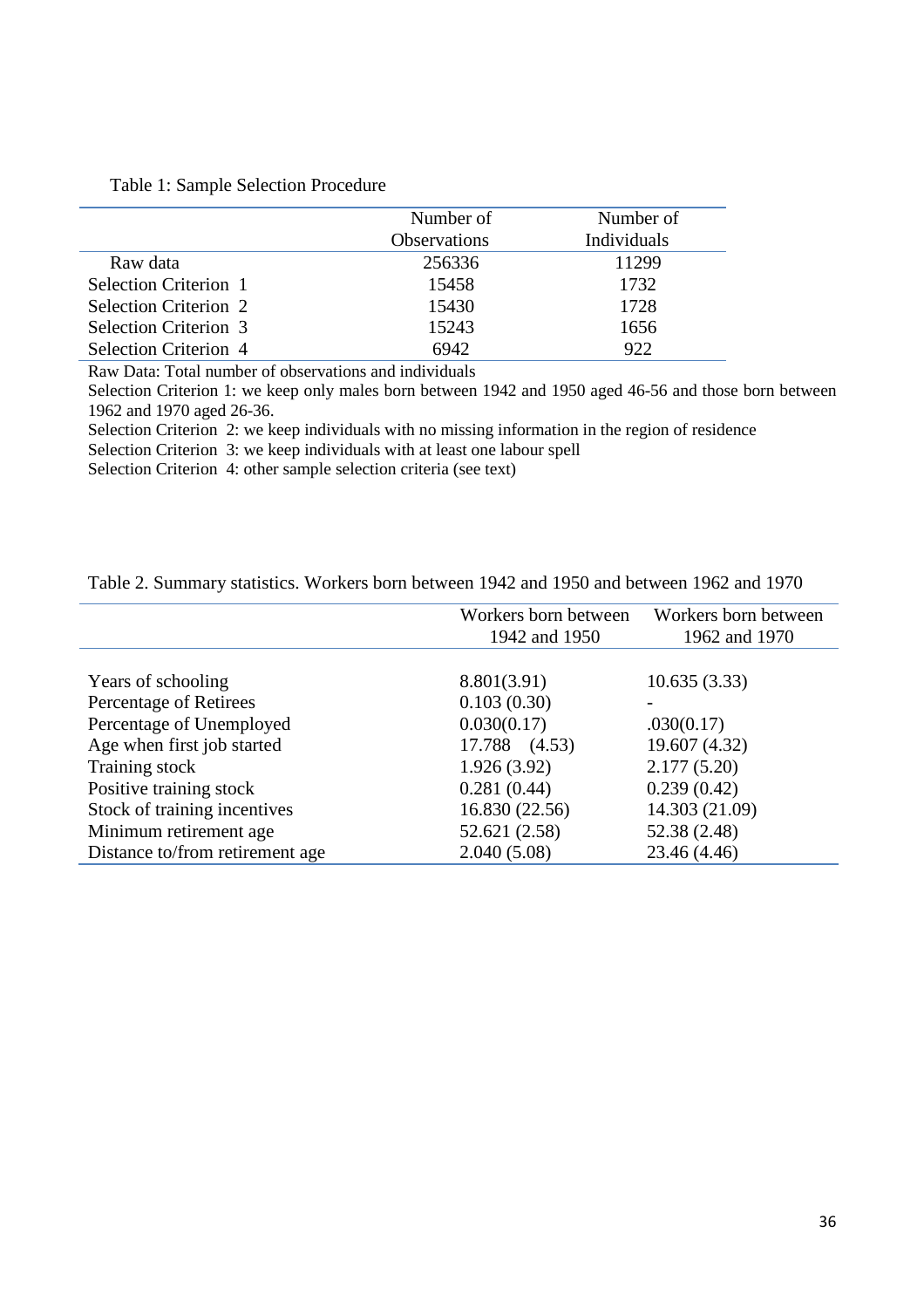Table 1: Sample Selection Procedure

| | Number of Observations | Number of Individuals |
|---|---|---|
| Raw data | 256336 | 11299 |
| Selection Criterion 1 | 15458 | 1732 |
| Selection Criterion 2 | 15430 | 1728 |
| Selection Criterion 3 | 15243 | 1656 |
| Selection Criterion 4 | 6942 | 922 |

Raw Data: Total number of observations and individuals

Selection Criterion 1: we keep only males born between 1942 and 1950 aged 46-56 and those born between 1962 and 1970 aged 26-36.

Selection Criterion 2: we keep individuals with no missing information in the region of residence

Selection Criterion 3: we keep individuals with at least one labour spell

Selection Criterion 4: other sample selection criteria (see text)

Table 2. Summary statistics. Workers born between 1942 and 1950 and between 1962 and 1970

| | Workers born between 1942 and 1950 | Workers born between 1962 and 1970 |
|---|---|---|
| Years of schooling | 8.801(3.91) | 10.635 (3.33) |
| Percentage of Retirees | 0.103 (0.30) | - |
| Percentage of Unemployed | 0.030(0.17) | .030(0.17) |
| Age when first job started | 17.788 (4.53) | 19.607 (4.32) |
| Training stock | 1.926 (3.92) | 2.177 (5.20) |
| Positive training stock | 0.281 (0.44) | 0.239 (0.42) |
| Stock of training incentives | 16.830 (22.56) | 14.303 (21.09) |
| Minimum retirement age | 52.621 (2.58) | 52.38 (2.48) |
| Distance to/from retirement age | 2.040 (5.08) | 23.46 (4.46) |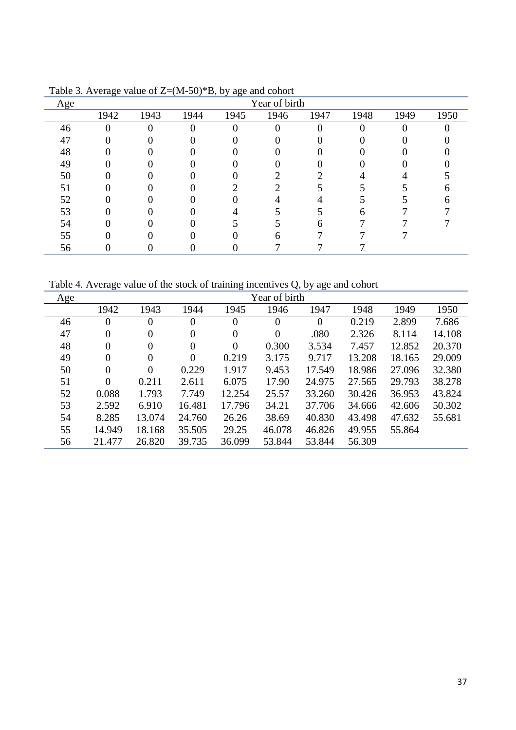Table 3. Average value of Z=(M-50)*B, by age and cohort

| Age | Year of birth | | | | | | | | |
|---|---|---|---|---|---|---|---|---|---|
| | 1942 | 1943 | 1944 | 1945 | 1946 | 1947 | 1948 | 1949 | 1950 |
| 46 | 0 | 0 | 0 | 0 | 0 | 0 | 0 | 0 | 0 |
| 47 | 0 | 0 | 0 | 0 | 0 | 0 | 0 | 0 | 0 |
| 48 | 0 | 0 | 0 | 0 | 0 | 0 | 0 | 0 | 0 |
| 49 | 0 | 0 | 0 | 0 | 0 | 0 | 0 | 0 | 0 |
| 50 | 0 | 0 | 0 | 0 | 2 | 2 | 4 | 4 | 5 |
| 51 | 0 | 0 | 0 | 2 | 2 | 5 | 5 | 5 | 6 |
| 52 | 0 | 0 | 0 | 0 | 4 | 4 | 5 | 5 | 6 |
| 53 | 0 | 0 | 0 | 4 | 5 | 5 | 6 | 7 | 7 |
| 54 | 0 | 0 | 0 | 5 | 5 | 6 | 7 | 7 | 7 |
| 55 | 0 | 0 | 0 | 0 | 6 | 7 | 7 | 7 | |
| 56 | 0 | 0 | 0 | 0 | 7 | 7 | 7 | | |

Table 4. Average value of the stock of training incentives Q, by age and cohort

| Age | Year of birth | | | | | | | | |
|---|---|---|---|---|---|---|---|---|---|
| | 1942 | 1943 | 1944 | 1945 | 1946 | 1947 | 1948 | 1949 | 1950 |
| 46 | 0 | 0 | 0 | 0 | 0 | 0 | 0.219 | 2.899 | 7.686 |
| 47 | 0 | 0 | 0 | 0 | 0 | .080 | 2.326 | 8.114 | 14.108 |
| 48 | 0 | 0 | 0 | 0 | 0.300 | 3.534 | 7.457 | 12.852 | 20.370 |
| 49 | 0 | 0 | 0 | 0.219 | 3.175 | 9.717 | 13.208 | 18.165 | 29.009 |
| 50 | 0 | 0 | 0.229 | 1.917 | 9.453 | 17.549 | 18.986 | 27.096 | 32.380 |
| 51 | 0 | 0.211 | 2.611 | 6.075 | 17.90 | 24.975 | 27.565 | 29.793 | 38.278 |
| 52 | 0.088 | 1.793 | 7.749 | 12.254 | 25.57 | 33.260 | 30.426 | 36.953 | 43.824 |
| 53 | 2.592 | 6.910 | 16.481 | 17.796 | 34.21 | 37.706 | 34.666 | 42.606 | 50.302 |
| 54 | 8.285 | 13.074 | 24.760 | 26.26 | 38.69 | 40.830 | 43.498 | 47.632 | 55.681 |
| 55 | 14.949 | 18.168 | 35.505 | 29.25 | 46.078 | 46.826 | 49.955 | 55.864 | |
| 56 | 21.477 | 26.820 | 39.735 | 36.099 | 53.844 | 53.844 | 56.309 | | |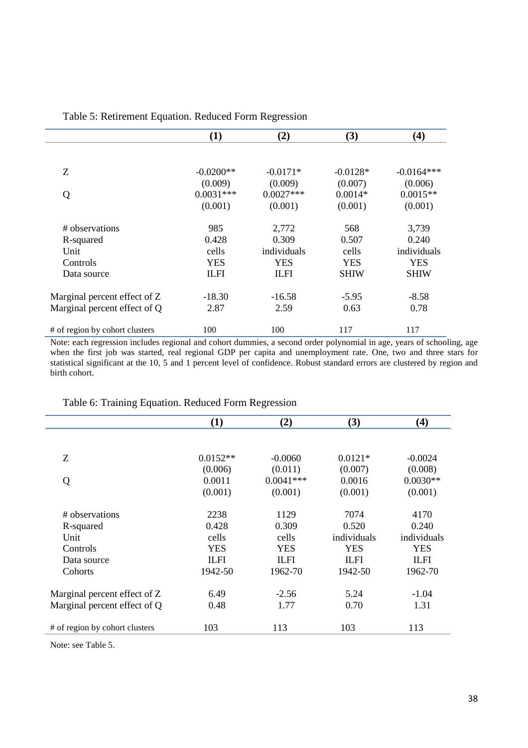Table 5: Retirement Equation. Reduced Form Regression

| | (1) | (2) | (3) | (4) |
|---|---|---|---|---|
| Z | -0.0200** | -0.0171* | -0.0128* | -0.0164*** |
| | (0.009) | (0.009) | (0.007) | (0.006) |
| Q | 0.0031*** | 0.0027*** | 0.0014* | 0.0015** |
| | (0.001) | (0.001) | (0.001) | (0.001) |
| # observations | 985 | 2,772 | 568 | 3,739 |
| R-squared | 0.428 | 0.309 | 0.507 | 0.240 |
| Unit | cells | individuals | cells | individuals |
| Controls | YES | YES | YES | YES |
| Data source | ILFI | ILFI | SHIW | SHIW |
| Marginal percent effect of Z | -18.30 | -16.58 | -5.95 | -8.58 |
| Marginal percent effect of Q | 2.87 | 2.59 | 0.63 | 0.78 |
| # of region by cohort clusters | 100 | 100 | 117 | 117 |

Note: each regression includes regional and cohort dummies, a second order polynomial in age, years of schooling, age when the first job was started, real regional GDP per capita and unemployment rate. One, two and three stars for statistical significant at the 10, 5 and 1 percent level of confidence. Robust standard errors are clustered by region and birth cohort.

Table 6: Training Equation. Reduced Form Regression

| | (1) | (2) | (3) | (4) |
|---|---|---|---|---|
| Z | 0.0152** | -0.0060 | 0.0121* | -0.0024 |
| | (0.006) | (0.011) | (0.007) | (0.008) |
| Q | 0.0011 | 0.0041*** | 0.0016 | 0.0030** |
| | (0.001) | (0.001) | (0.001) | (0.001) |
| # observations | 2238 | 1129 | 7074 | 4170 |
| R-squared | 0.428 | 0.309 | 0.520 | 0.240 |
| Unit | cells | cells | individuals | individuals |
| Controls | YES | YES | YES | YES |
| Data source | ILFI | ILFI | ILFI | ILFI |
| Cohorts | 1942-50 | 1962-70 | 1942-50 | 1962-70 |
| Marginal percent effect of Z | 6.49 | -2.56 | 5.24 | -1.04 |
| Marginal percent effect of Q | 0.48 | 1.77 | 0.70 | 1.31 |
| # of region by cohort clusters | 103 | 113 | 103 | 113 |

Note: see Table 5.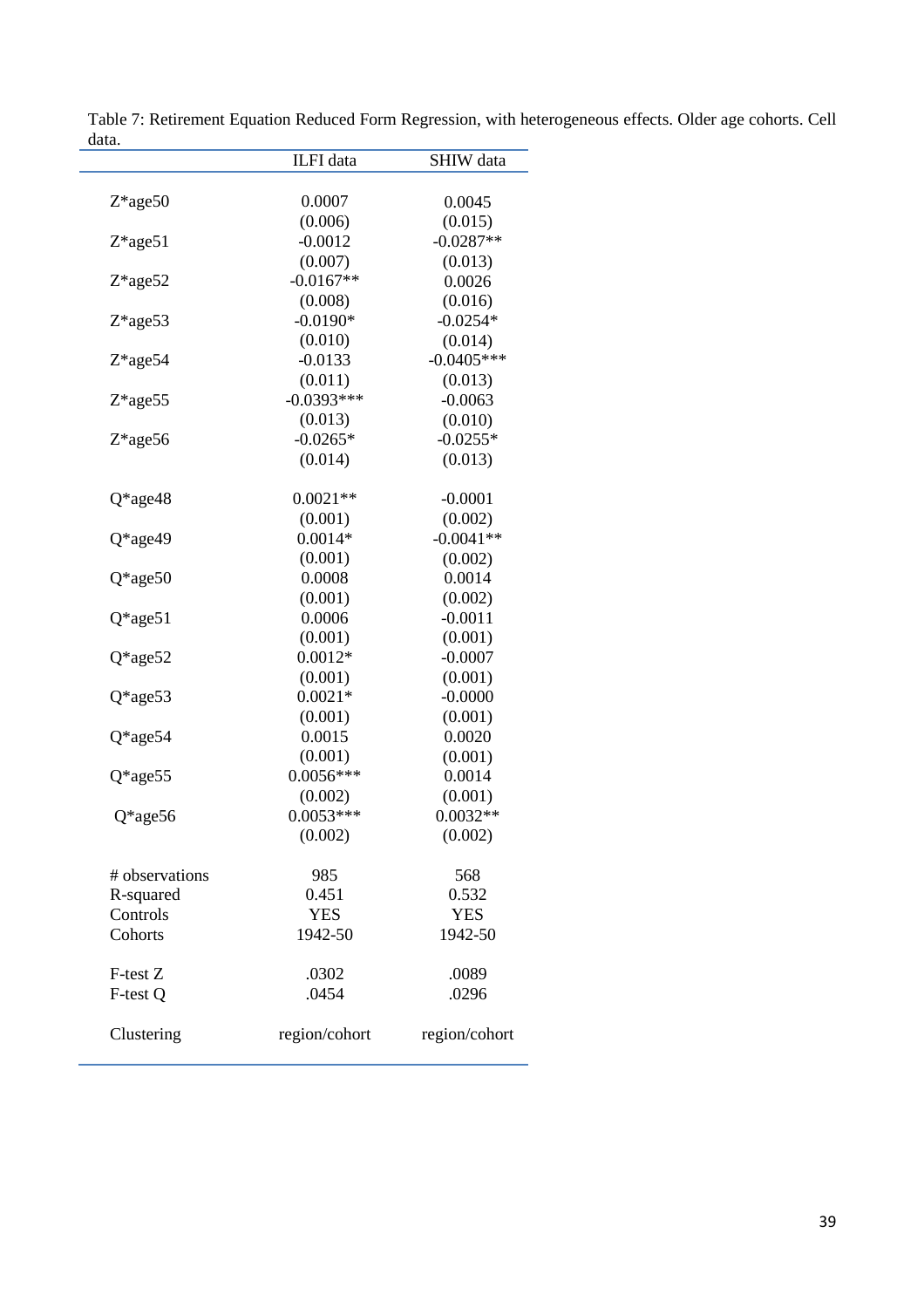Table 7: Retirement Equation Reduced Form Regression, with heterogeneous effects. Older age cohorts. Cell data.

| | ILFI data | SHIW data |
|---|---|---|
| Z*age50 | 0.0007 | 0.0045 |
| | (0.006) | (0.015) |
| Z*age51 | -0.0012 | -0.0287** |
| | (0.007) | (0.013) |
| Z*age52 | -0.0167** | 0.0026 |
| | (0.008) | (0.016) |
| Z*age53 | -0.0190* | -0.0254* |
| | (0.010) | (0.014) |
| Z*age54 | -0.0133 | -0.0405*** |
| | (0.011) | (0.013) |
| Z*age55 | -0.0393*** | -0.0063 |
| | (0.013) | (0.010) |
| Z*age56 | -0.0265* | -0.0255* |
| | (0.014) | (0.013) |
| Q*age48 | 0.0021** | -0.0001 |
| | (0.001) | (0.002) |
| Q*age49 | 0.0014* | -0.0041** |
| | (0.001) | (0.002) |
| Q*age50 | 0.0008 | 0.0014 |
| | (0.001) | (0.002) |
| Q*age51 | 0.0006 | -0.0011 |
| | (0.001) | (0.001) |
| Q*age52 | 0.0012* | -0.0007 |
| | (0.001) | (0.001) |
| Q*age53 | 0.0021* | -0.0000 |
| | (0.001) | (0.001) |
| Q*age54 | 0.0015 | 0.0020 |
| | (0.001) | (0.001) |
| Q*age55 | 0.0056*** | 0.0014 |
| | (0.002) | (0.001) |
| Q*age56 | 0.0053*** | 0.0032** |
| | (0.002) | (0.002) |
| # observations | 985 | 568 |
| R-squared | 0.451 | 0.532 |
| Controls | YES | YES |
| Cohorts | 1942-50 | 1942-50 |
| F-test Z | .0302 | .0089 |
| F-test Q | .0454 | .0296 |
| Clustering | region/cohort | region/cohort |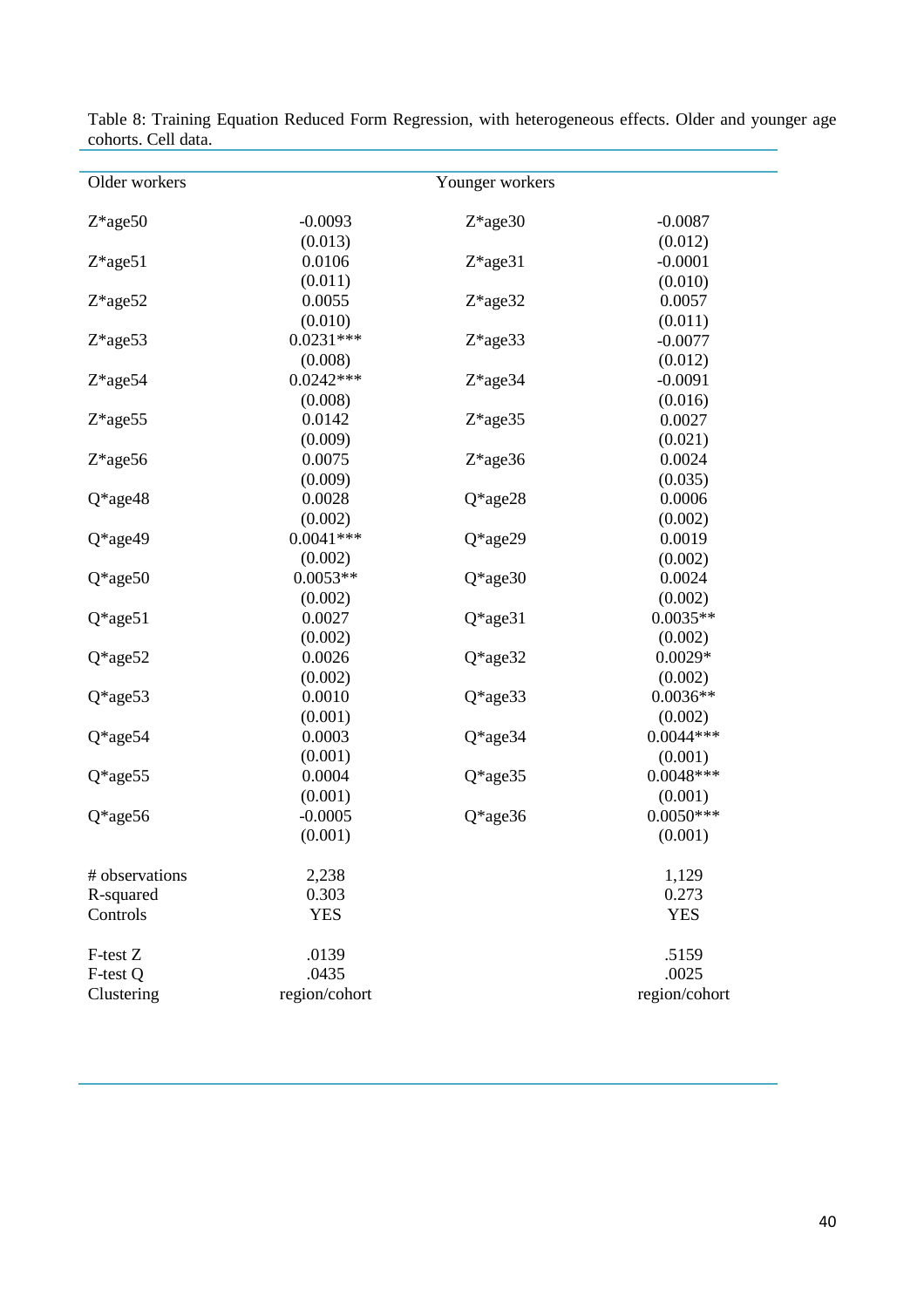Table 8: Training Equation Reduced Form Regression, with heterogeneous effects. Older and younger age cohorts. Cell data.

| Older workers | | Younger workers | |
|---|---|---|---|
| Z*age50 | -0.0093 | Z*age30 | -0.0087 |
| | (0.013) | | (0.012) |
| Z*age51 | 0.0106 | Z*age31 | -0.0001 |
| | (0.011) | | (0.010) |
| Z*age52 | 0.0055 | Z*age32 | 0.0057 |
| | (0.010) | | (0.011) |
| Z*age53 | 0.0231*** | Z*age33 | -0.0077 |
| | (0.008) | | (0.012) |
| Z*age54 | 0.0242*** | Z*age34 | -0.0091 |
| | (0.008) | | (0.016) |
| Z*age55 | 0.0142 | Z*age35 | 0.0027 |
| | (0.009) | | (0.021) |
| Z*age56 | 0.0075 | Z*age36 | 0.0024 |
| | (0.009) | | (0.035) |
| Q*age48 | 0.0028 | Q*age28 | 0.0006 |
| | (0.002) | | (0.002) |
| Q*age49 | 0.0041*** | Q*age29 | 0.0019 |
| | (0.002) | | (0.002) |
| Q*age50 | 0.0053** | Q*age30 | 0.0024 |
| | (0.002) | | (0.002) |
| Q*age51 | 0.0027 | Q*age31 | 0.0035** |
| | (0.002) | | (0.002) |
| Q*age52 | 0.0026 | Q*age32 | 0.0029* |
| | (0.002) | | (0.002) |
| Q*age53 | 0.0010 | Q*age33 | 0.0036** |
| | (0.001) | | (0.002) |
| Q*age54 | 0.0003 | Q*age34 | 0.0044*** |
| | (0.001) | | (0.001) |
| Q*age55 | 0.0004 | Q*age35 | 0.0048*** |
| | (0.001) | | (0.001) |
| Q*age56 | -0.0005 | Q*age36 | 0.0050*** |
| | (0.001) | | (0.001) |
| # observations | 2,238 | | 1,129 |
| R-squared | 0.303 | | 0.273 |
| Controls | YES | | YES |
| F-test Z | .0139 | | .5159 |
| F-test Q | .0435 | | .0025 |
| Clustering | region/cohort | | region/cohort |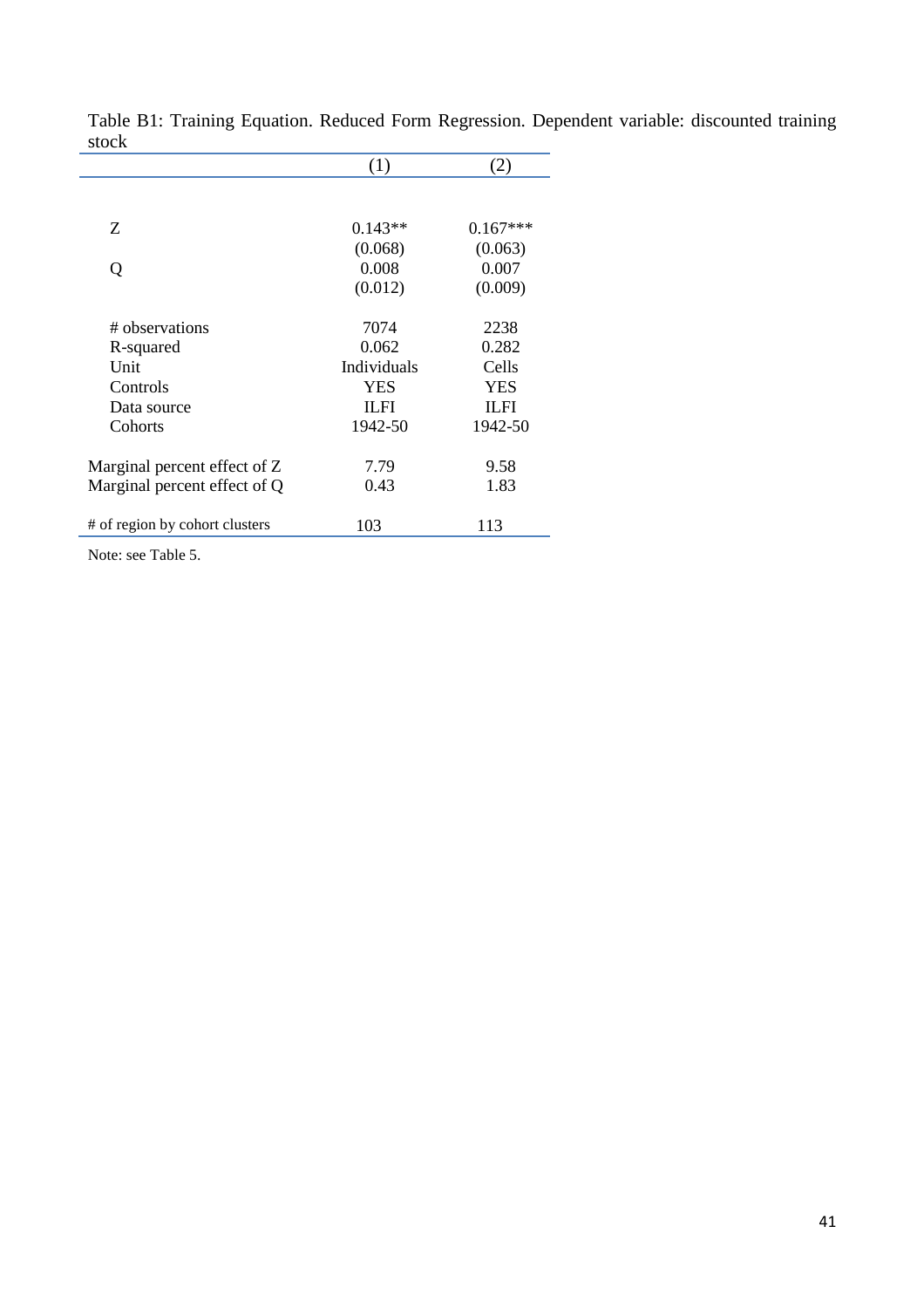Table B1: Training Equation. Reduced Form Regression. Dependent variable: discounted training stock

| | (1) | (2) |
|---|---|---|
| Z | 0.143** | 0.167*** |
| | (0.068) | (0.063) |
| Q | 0.008 | 0.007 |
| | (0.012) | (0.009) |
| # observations | 7074 | 2238 |
| R-squared | 0.062 | 0.282 |
| Unit | Individuals | Cells |
| Controls | YES | YES |
| Data source | ILFI | ILFI |
| Cohorts | 1942-50 | 1942-50 |
| Marginal percent effect of Z | 7.79 | 9.58 |
| Marginal percent effect of Q | 0.43 | 1.83 |
| # of region by cohort clusters | 103 | 113 |

Note: see Table 5.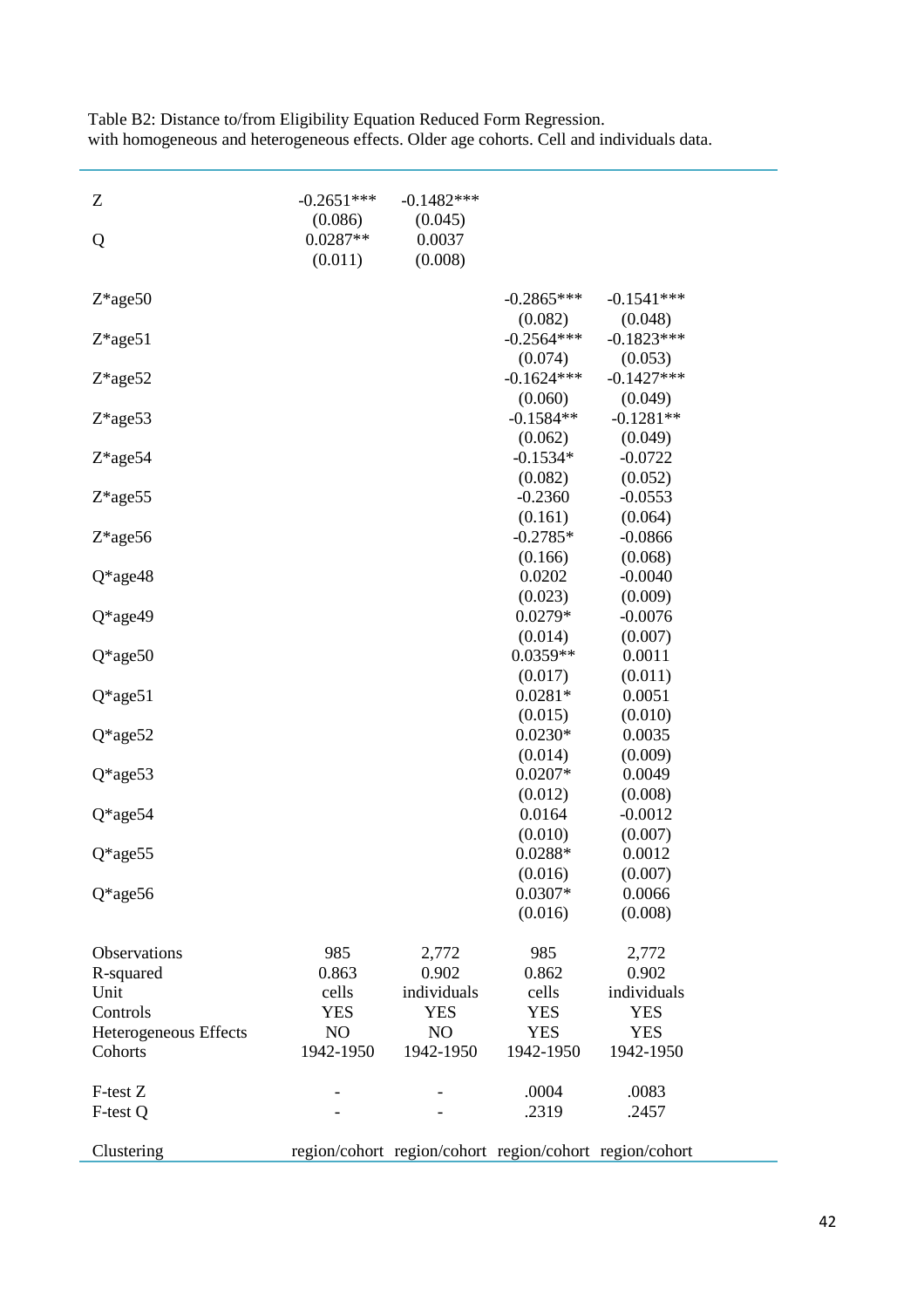Table B2: Distance to/from Eligibility Equation Reduced Form Regression.
with homogeneous and heterogeneous effects. Older age cohorts. Cell and individuals data.

| | | | | |
|---|---|---|---|---|
| Z | -0.2651*** | -0.1482*** | | |
| | (0.086) | (0.045) | | |
| Q | 0.0287** | 0.0037 | | |
| | (0.011) | (0.008) | | |
| Z*age50 | | | -0.2865*** | -0.1541*** |
| | | | (0.082) | (0.048) |
| Z*age51 | | | -0.2564*** | -0.1823*** |
| | | | (0.074) | (0.053) |
| Z*age52 | | | -0.1624*** | -0.1427*** |
| | | | (0.060) | (0.049) |
| Z*age53 | | | -0.1584** | -0.1281** |
| | | | (0.062) | (0.049) |
| Z*age54 | | | -0.1534* | -0.0722 |
| | | | (0.082) | (0.052) |
| Z*age55 | | | -0.2360 | -0.0553 |
| | | | (0.161) | (0.064) |
| Z*age56 | | | -0.2785* | -0.0866 |
| | | | (0.166) | (0.068) |
| Q*age48 | | | 0.0202 | -0.0040 |
| | | | (0.023) | (0.009) |
| Q*age49 | | | 0.0279* | -0.0076 |
| | | | (0.014) | (0.007) |
| Q*age50 | | | 0.0359** | 0.0011 |
| | | | (0.017) | (0.011) |
| Q*age51 | | | 0.0281* | 0.0051 |
| | | | (0.015) | (0.010) |
| Q*age52 | | | 0.0230* | 0.0035 |
| | | | (0.014) | (0.009) |
| Q*age53 | | | 0.0207* | 0.0049 |
| | | | (0.012) | (0.008) |
| Q*age54 | | | 0.0164 | -0.0012 |
| | | | (0.010) | (0.007) |
| Q*age55 | | | 0.0288* | 0.0012 |
| | | | (0.016) | (0.007) |
| Q*age56 | | | 0.0307* | 0.0066 |
| | | | (0.016) | (0.008) |
| Observations | 985 | 2,772 | 985 | 2,772 |
| R-squared | 0.863 | 0.902 | 0.862 | 0.902 |
| Unit | cells | individuals | cells | individuals |
| Controls | YES | YES | YES | YES |
| Heterogeneous Effects | NO | NO | YES | YES |
| Cohorts | 1942-1950 | 1942-1950 | 1942-1950 | 1942-1950 |
| F-test Z | - | - | .0004 | .0083 |
| F-test Q | - | - | .2319 | .2457 |
| Clustering | region/cohort | region/cohort | region/cohort | region/cohort |